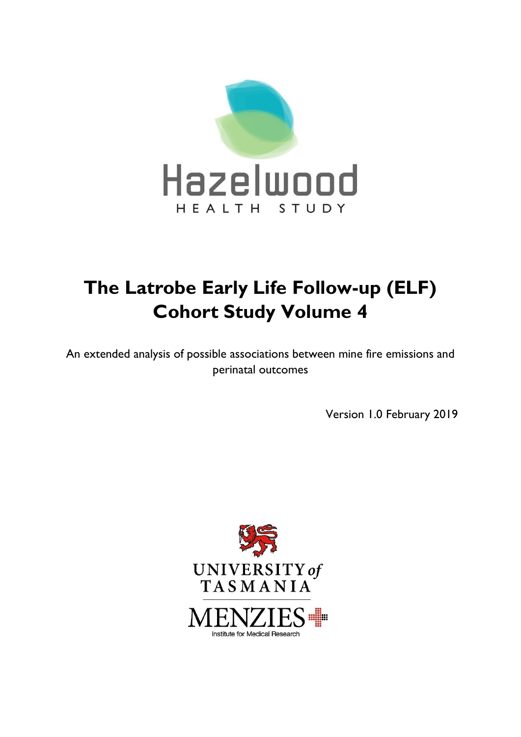Hazelwood

HEALTH STUDY

# The Latrobe Early Life Follow-up (ELF) Cohort Study Volume 4

An extended analysis of possible associations between mine fire emissions and perinatal outcomes

Version 1.0 February 2019

UNIVERSITY of TASMANIA

MENZIES

Institute for Medical Research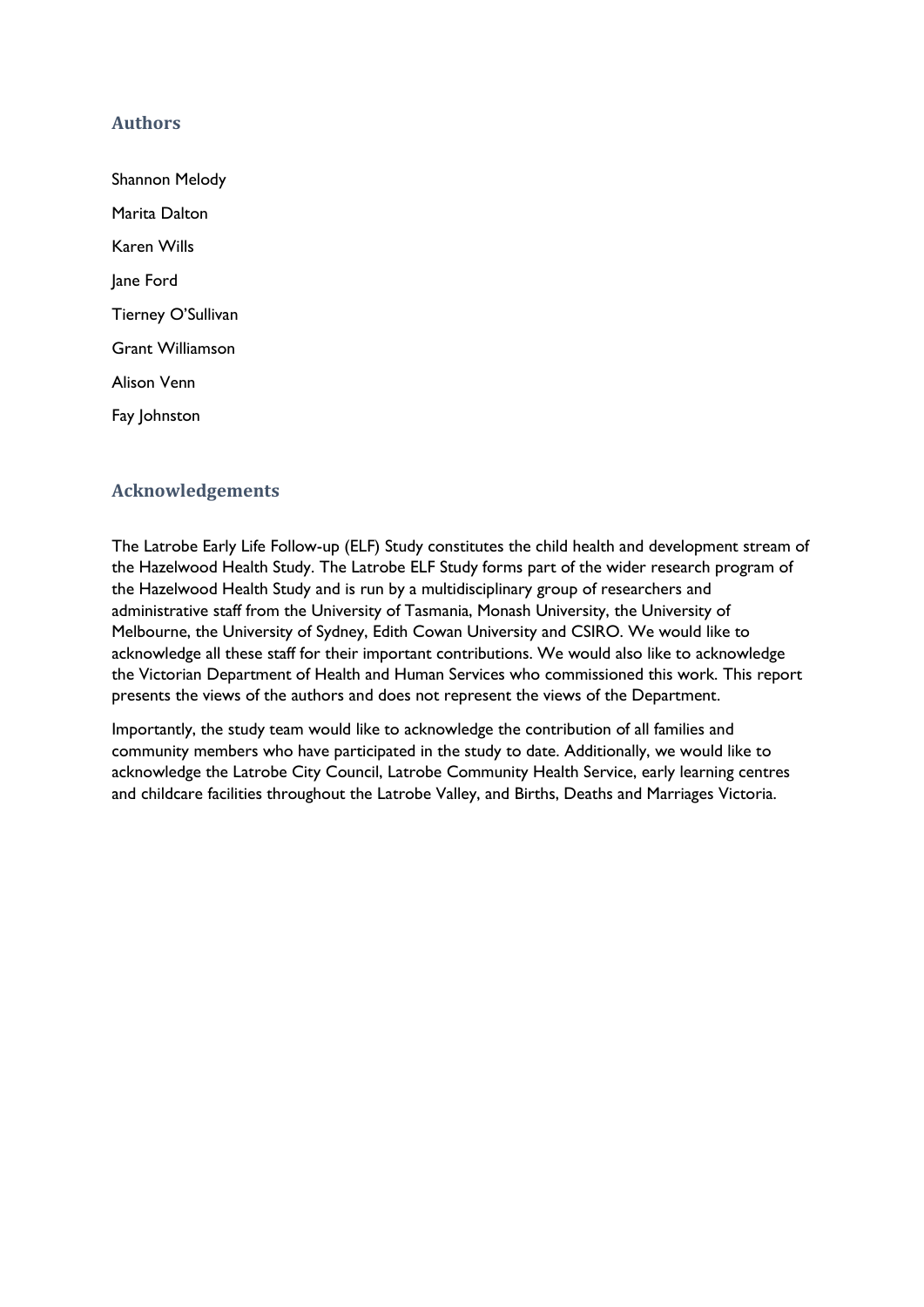## Authors

Shannon Melody

Marita Dalton

Karen Wills

Jane Ford

Tierney O'Sullivan

Grant Williamson

Alison Venn

Fay Johnston

## Acknowledgements

The Latrobe Early Life Follow-up (ELF) Study constitutes the child health and development stream of the Hazelwood Health Study. The Latrobe ELF Study forms part of the wider research program of the Hazelwood Health Study and is run by a multidisciplinary group of researchers and administrative staff from the University of Tasmania, Monash University, the University of Melbourne, the University of Sydney, Edith Cowan University and CSIRO. We would like to acknowledge all these staff for their important contributions. We would also like to acknowledge the Victorian Department of Health and Human Services who commissioned this work. This report presents the views of the authors and does not represent the views of the Department.

Importantly, the study team would like to acknowledge the contribution of all families and community members who have participated in the study to date. Additionally, we would like to acknowledge the Latrobe City Council, Latrobe Community Health Service, early learning centres and childcare facilities throughout the Latrobe Valley, and Births, Deaths and Marriages Victoria.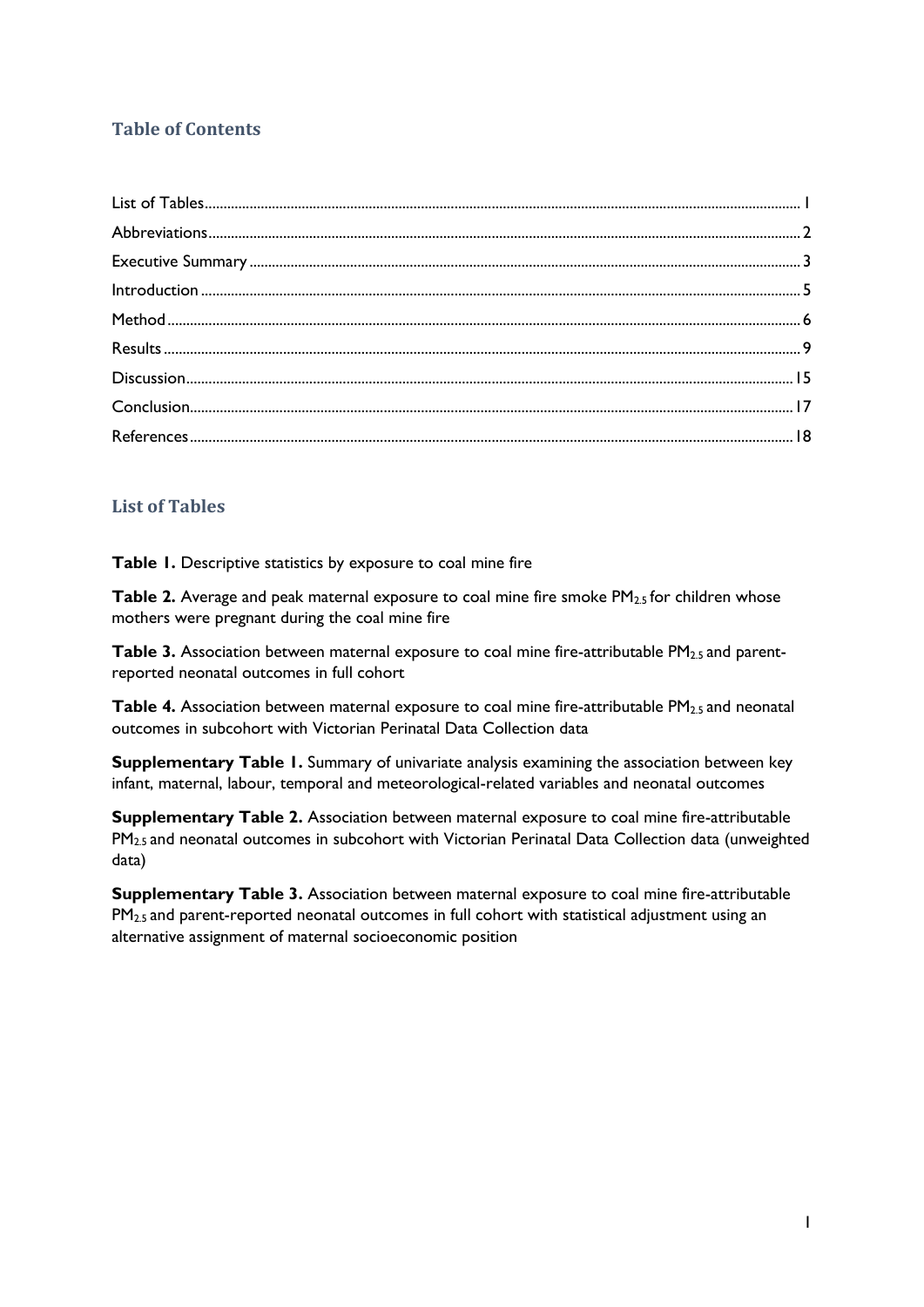## Table of Contents

List of Tables ........ 1
Abbreviations ........ 2
Executive Summary ........ 3
Introduction ........ 5
Method ........ 6
Results ........ 9
Discussion ........ 15
Conclusion ........ 17
References ........ 18

## List of Tables

**Table 1.** Descriptive statistics by exposure to coal mine fire

**Table 2.** Average and peak maternal exposure to coal mine fire smoke $PM_{2.5}$ for children whose mothers were pregnant during the coal mine fire

**Table 3.** Association between maternal exposure to coal mine fire-attributable $PM_{2.5}$ and parent-reported neonatal outcomes in full cohort

**Table 4.** Association between maternal exposure to coal mine fire-attributable $PM_{2.5}$ and neonatal outcomes in subcohort with Victorian Perinatal Data Collection data

**Supplementary Table 1.** Summary of univariate analysis examining the association between key infant, maternal, labour, temporal and meteorological-related variables and neonatal outcomes

**Supplementary Table 2.** Association between maternal exposure to coal mine fire-attributable $PM_{2.5}$ and neonatal outcomes in subcohort with Victorian Perinatal Data Collection data (unweighted data)

**Supplementary Table 3.** Association between maternal exposure to coal mine fire-attributable $PM_{2.5}$ and parent-reported neonatal outcomes in full cohort with statistical adjustment using an alternative assignment of maternal socioeconomic position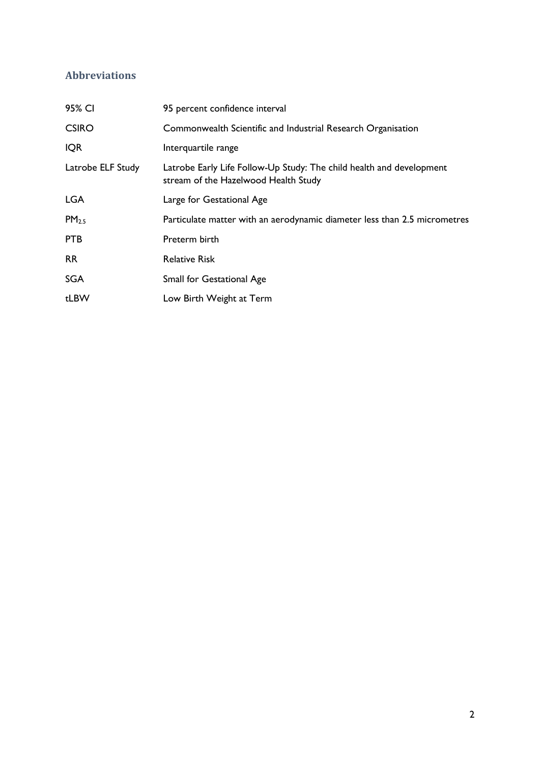## Abbreviations

| | |
|---|---|
| 95% CI | 95 percent confidence interval |
| CSIRO | Commonwealth Scientific and Industrial Research Organisation |
| IQR | Interquartile range |
| Latrobe ELF Study | Latrobe Early Life Follow-Up Study: The child health and development stream of the Hazelwood Health Study |
| LGA | Large for Gestational Age |
| $PM_{2.5}$ | Particulate matter with an aerodynamic diameter less than 2.5 micrometres |
| PTB | Preterm birth |
| RR | Relative Risk |
| SGA | Small for Gestational Age |
| tLBW | Low Birth Weight at Term |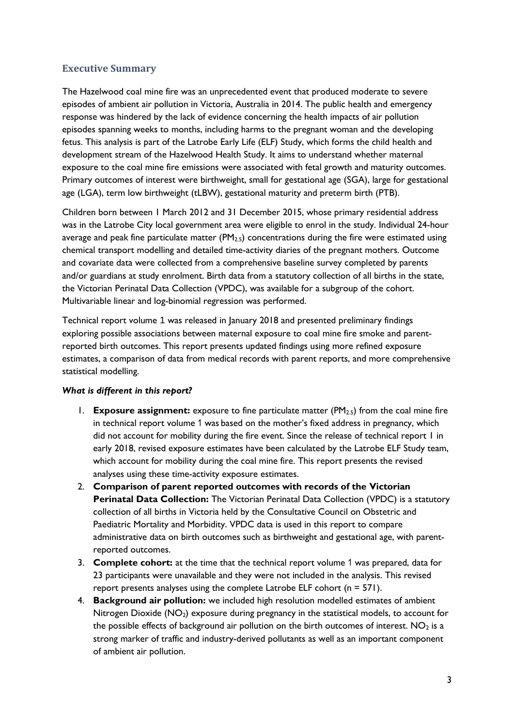## Executive Summary

The Hazelwood coal mine fire was an unprecedented event that produced moderate to severe episodes of ambient air pollution in Victoria, Australia in 2014. The public health and emergency response was hindered by the lack of evidence concerning the health impacts of air pollution episodes spanning weeks to months, including harms to the pregnant woman and the developing fetus. This analysis is part of the Latrobe Early Life (ELF) Study, which forms the child health and development stream of the Hazelwood Health Study. It aims to understand whether maternal exposure to the coal mine fire emissions were associated with fetal growth and maturity outcomes. Primary outcomes of interest were birthweight, small for gestational age (SGA), large for gestational age (LGA), term low birthweight (tLBW), gestational maturity and preterm birth (PTB).

Children born between 1 March 2012 and 31 December 2015, whose primary residential address was in the Latrobe City local government area were eligible to enrol in the study. Individual 24-hour average and peak fine particulate matter ($PM_{2.5}$) concentrations during the fire were estimated using chemical transport modelling and detailed time-activity diaries of the pregnant mothers. Outcome and covariate data were collected from a comprehensive baseline survey completed by parents and/or guardians at study enrolment. Birth data from a statutory collection of all births in the state, the Victorian Perinatal Data Collection (VPDC), was available for a subgroup of the cohort. Multivariable linear and log-binomial regression was performed.

Technical report volume 1 was released in January 2018 and presented preliminary findings exploring possible associations between maternal exposure to coal mine fire smoke and parent-reported birth outcomes. This report presents updated findings using more refined exposure estimates, a comparison of data from medical records with parent reports, and more comprehensive statistical modelling.

***What is different in this report?***

1. **Exposure assignment:** exposure to fine particulate matter ($PM_{2.5}$) from the coal mine fire in technical report volume 1 was based on the mother's fixed address in pregnancy, which did not account for mobility during the fire event. Since the release of technical report 1 in early 2018, revised exposure estimates have been calculated by the Latrobe ELF Study team, which account for mobility during the coal mine fire. This report presents the revised analyses using these time-activity exposure estimates.
2. **Comparison of parent reported outcomes with records of the Victorian Perinatal Data Collection:** The Victorian Perinatal Data Collection (VPDC) is a statutory collection of all births in Victoria held by the Consultative Council on Obstetric and Paediatric Mortality and Morbidity. VPDC data is used in this report to compare administrative data on birth outcomes such as birthweight and gestational age, with parent-reported outcomes.
3. **Complete cohort:** at the time that the technical report volume 1 was prepared, data for 23 participants were unavailable and they were not included in the analysis. This revised report presents analyses using the complete Latrobe ELF cohort (n = 571).
4. **Background air pollution:** we included high resolution modelled estimates of ambient Nitrogen Dioxide ($NO_2$) exposure during pregnancy in the statistical models, to account for the possible effects of background air pollution on the birth outcomes of interest. $NO_2$ is a strong marker of traffic and industry-derived pollutants as well as an important component of ambient air pollution.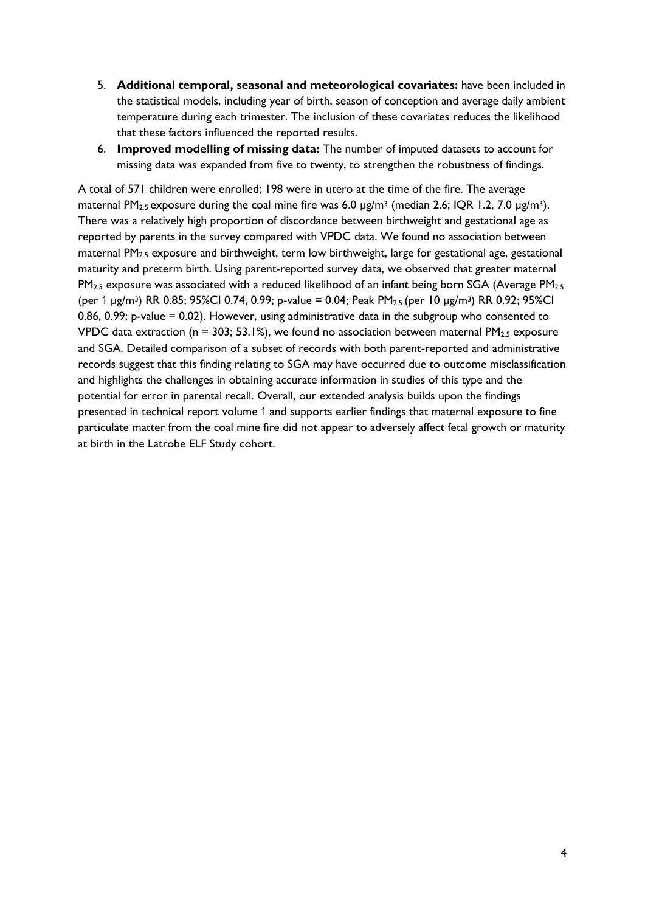5. **Additional temporal, seasonal and meteorological covariates:** have been included in the statistical models, including year of birth, season of conception and average daily ambient temperature during each trimester. The inclusion of these covariates reduces the likelihood that these factors influenced the reported results.
6. **Improved modelling of missing data:** The number of imputed datasets to account for missing data was expanded from five to twenty, to strengthen the robustness of findings.

A total of 571 children were enrolled; 198 were in utero at the time of the fire. The average maternal $PM_{2.5}$ exposure during the coal mine fire was 6.0 μg/m$^3$ (median 2.6; IQR 1.2, 7.0 μg/m$^3$). There was a relatively high proportion of discordance between birthweight and gestational age as reported by parents in the survey compared with VPDC data. We found no association between maternal $PM_{2.5}$ exposure and birthweight, term low birthweight, large for gestational age, gestational maturity and preterm birth. Using parent-reported survey data, we observed that greater maternal $PM_{2.5}$ exposure was associated with a reduced likelihood of an infant being born SGA (Average $PM_{2.5}$ (per 1 μg/m$^3$) RR 0.85; 95%CI 0.74, 0.99; p-value = 0.04; Peak $PM_{2.5}$ (per 10 μg/m$^3$) RR 0.92; 95%CI 0.86, 0.99; p-value = 0.02). However, using administrative data in the subgroup who consented to VPDC data extraction (n = 303; 53.1%), we found no association between maternal $PM_{2.5}$ exposure and SGA. Detailed comparison of a subset of records with both parent-reported and administrative records suggest that this finding relating to SGA may have occurred due to outcome misclassification and highlights the challenges in obtaining accurate information in studies of this type and the potential for error in parental recall. Overall, our extended analysis builds upon the findings presented in technical report volume 1 and supports earlier findings that maternal exposure to fine particulate matter from the coal mine fire did not appear to adversely affect fetal growth or maturity at birth in the Latrobe ELF Study cohort.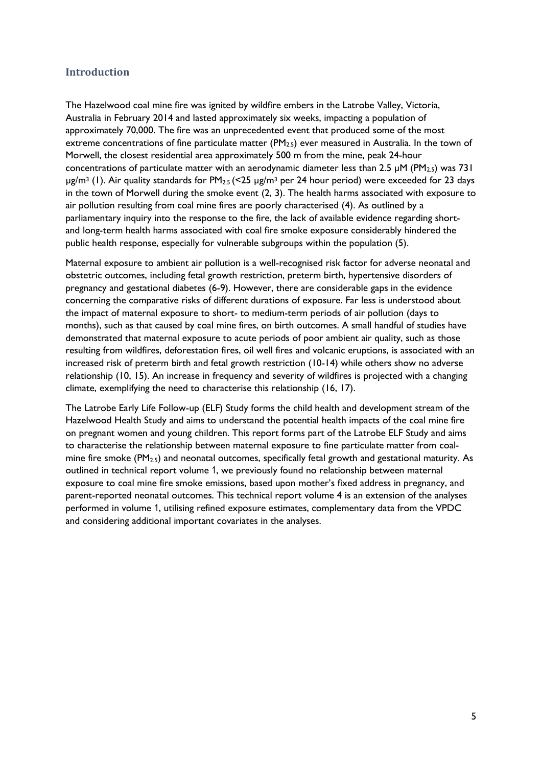## Introduction

The Hazelwood coal mine fire was ignited by wildfire embers in the Latrobe Valley, Victoria, Australia in February 2014 and lasted approximately six weeks, impacting a population of approximately 70,000. The fire was an unprecedented event that produced some of the most extreme concentrations of fine particulate matter ($PM_{2.5}$) ever measured in Australia. In the town of Morwell, the closest residential area approximately 500 m from the mine, peak 24-hour concentrations of particulate matter with an aerodynamic diameter less than 2.5 μM ($PM_{2.5}$) was 731 μg/m$^3$ (1). Air quality standards for $PM_{2.5}$ (<25 μg/m$^3$ per 24 hour period) were exceeded for 23 days in the town of Morwell during the smoke event (2, 3). The health harms associated with exposure to air pollution resulting from coal mine fires are poorly characterised (4). As outlined by a parliamentary inquiry into the response to the fire, the lack of available evidence regarding short- and long-term health harms associated with coal fire smoke exposure considerably hindered the public health response, especially for vulnerable subgroups within the population (5).

Maternal exposure to ambient air pollution is a well-recognised risk factor for adverse neonatal and obstetric outcomes, including fetal growth restriction, preterm birth, hypertensive disorders of pregnancy and gestational diabetes (6-9). However, there are considerable gaps in the evidence concerning the comparative risks of different durations of exposure. Far less is understood about the impact of maternal exposure to short- to medium-term periods of air pollution (days to months), such as that caused by coal mine fires, on birth outcomes. A small handful of studies have demonstrated that maternal exposure to acute periods of poor ambient air quality, such as those resulting from wildfires, deforestation fires, oil well fires and volcanic eruptions, is associated with an increased risk of preterm birth and fetal growth restriction (10-14) while others show no adverse relationship (10, 15). An increase in frequency and severity of wildfires is projected with a changing climate, exemplifying the need to characterise this relationship (16, 17).

The Latrobe Early Life Follow-up (ELF) Study forms the child health and development stream of the Hazelwood Health Study and aims to understand the potential health impacts of the coal mine fire on pregnant women and young children. This report forms part of the Latrobe ELF Study and aims to characterise the relationship between maternal exposure to fine particulate matter from coal-mine fire smoke ($PM_{2.5}$) and neonatal outcomes, specifically fetal growth and gestational maturity. As outlined in technical report volume 1, we previously found no relationship between maternal exposure to coal mine fire smoke emissions, based upon mother's fixed address in pregnancy, and parent-reported neonatal outcomes. This technical report volume 4 is an extension of the analyses performed in volume 1, utilising refined exposure estimates, complementary data from the VPDC and considering additional important covariates in the analyses.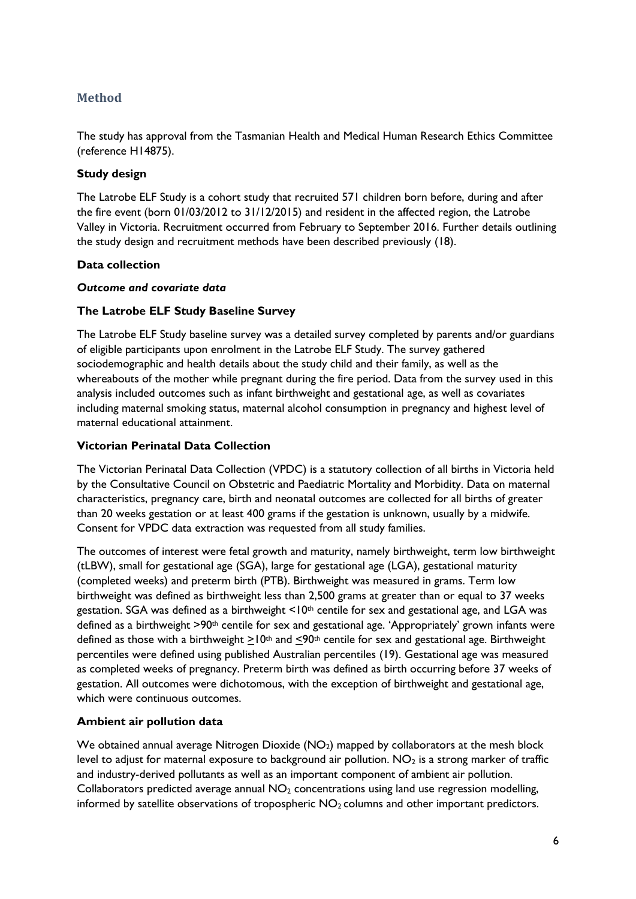## Method

The study has approval from the Tasmanian Health and Medical Human Research Ethics Committee (reference H14875).

### Study design

The Latrobe ELF Study is a cohort study that recruited 571 children born before, during and after the fire event (born 01/03/2012 to 31/12/2015) and resident in the affected region, the Latrobe Valley in Victoria. Recruitment occurred from February to September 2016. Further details outlining the study design and recruitment methods have been described previously (18).

### Data collection

#### *Outcome and covariate data*

#### The Latrobe ELF Study Baseline Survey

The Latrobe ELF Study baseline survey was a detailed survey completed by parents and/or guardians of eligible participants upon enrolment in the Latrobe ELF Study. The survey gathered sociodemographic and health details about the study child and their family, as well as the whereabouts of the mother while pregnant during the fire period. Data from the survey used in this analysis included outcomes such as infant birthweight and gestational age, as well as covariates including maternal smoking status, maternal alcohol consumption in pregnancy and highest level of maternal educational attainment.

#### Victorian Perinatal Data Collection

The Victorian Perinatal Data Collection (VPDC) is a statutory collection of all births in Victoria held by the Consultative Council on Obstetric and Paediatric Mortality and Morbidity. Data on maternal characteristics, pregnancy care, birth and neonatal outcomes are collected for all births of greater than 20 weeks gestation or at least 400 grams if the gestation is unknown, usually by a midwife. Consent for VPDC data extraction was requested from all study families.

The outcomes of interest were fetal growth and maturity, namely birthweight, term low birthweight (tLBW), small for gestational age (SGA), large for gestational age (LGA), gestational maturity (completed weeks) and preterm birth (PTB). Birthweight was measured in grams. Term low birthweight was defined as birthweight less than 2,500 grams at greater than or equal to 37 weeks gestation. SGA was defined as a birthweight <10th centile for sex and gestational age, and LGA was defined as a birthweight >90th centile for sex and gestational age. 'Appropriately' grown infants were defined as those with a birthweight ≥10th and ≤90th centile for sex and gestational age. Birthweight percentiles were defined using published Australian percentiles (19). Gestational age was measured as completed weeks of pregnancy. Preterm birth was defined as birth occurring before 37 weeks of gestation. All outcomes were dichotomous, with the exception of birthweight and gestational age, which were continuous outcomes.

#### Ambient air pollution data

We obtained annual average Nitrogen Dioxide ($NO_2$) mapped by collaborators at the mesh block level to adjust for maternal exposure to background air pollution. $NO_2$ is a strong marker of traffic and industry-derived pollutants as well as an important component of ambient air pollution. Collaborators predicted average annual $NO_2$ concentrations using land use regression modelling, informed by satellite observations of tropospheric $NO_2$ columns and other important predictors.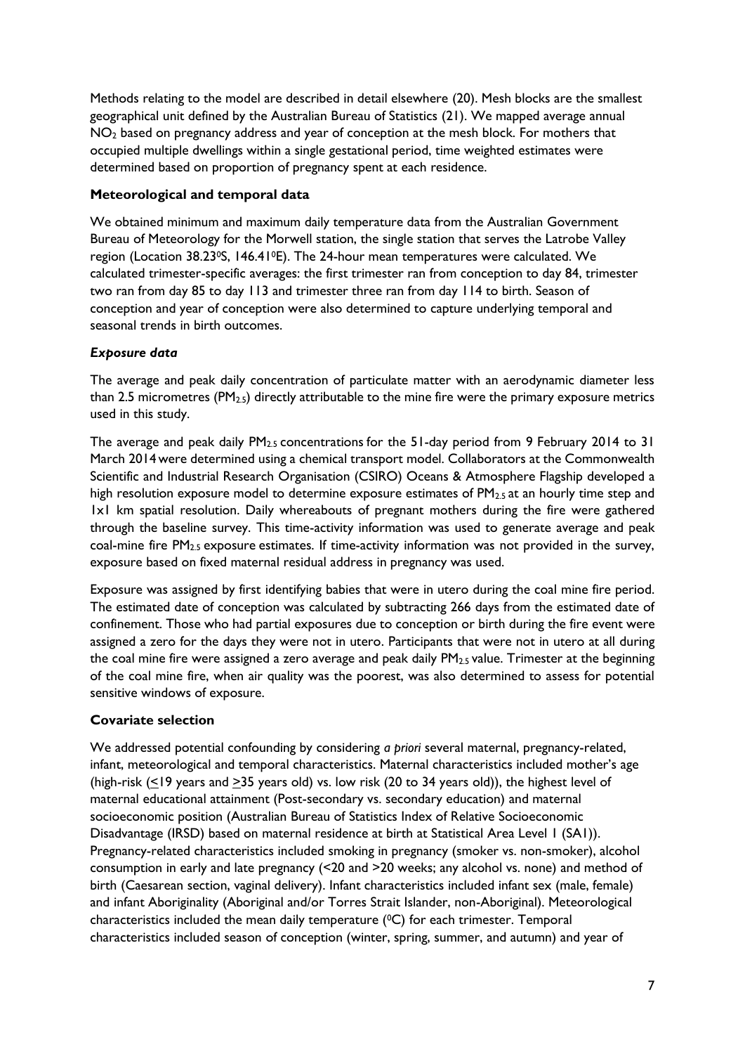Methods relating to the model are described in detail elsewhere (20). Mesh blocks are the smallest geographical unit defined by the Australian Bureau of Statistics (21). We mapped average annual $NO_2$ based on pregnancy address and year of conception at the mesh block. For mothers that occupied multiple dwellings within a single gestational period, time weighted estimates were determined based on proportion of pregnancy spent at each residence.

### Meteorological and temporal data

We obtained minimum and maximum daily temperature data from the Australian Government Bureau of Meteorology for the Morwell station, the single station that serves the Latrobe Valley region (Location 38.23$^0$S, 146.41$^0$E). The 24-hour mean temperatures were calculated. We calculated trimester-specific averages: the first trimester ran from conception to day 84, trimester two ran from day 85 to day 113 and trimester three ran from day 114 to birth. Season of conception and year of conception were also determined to capture underlying temporal and seasonal trends in birth outcomes.

### *Exposure data*

The average and peak daily concentration of particulate matter with an aerodynamic diameter less than 2.5 micrometres ($PM_{2.5}$) directly attributable to the mine fire were the primary exposure metrics used in this study.

The average and peak daily $PM_{2.5}$ concentrations for the 51-day period from 9 February 2014 to 31 March 2014 were determined using a chemical transport model. Collaborators at the Commonwealth Scientific and Industrial Research Organisation (CSIRO) Oceans & Atmosphere Flagship developed a high resolution exposure model to determine exposure estimates of $PM_{2.5}$ at an hourly time step and 1x1 km spatial resolution. Daily whereabouts of pregnant mothers during the fire were gathered through the baseline survey. This time-activity information was used to generate average and peak coal-mine fire $PM_{2.5}$ exposure estimates. If time-activity information was not provided in the survey, exposure based on fixed maternal residual address in pregnancy was used.

Exposure was assigned by first identifying babies that were in utero during the coal mine fire period. The estimated date of conception was calculated by subtracting 266 days from the estimated date of confinement. Those who had partial exposures due to conception or birth during the fire event were assigned a zero for the days they were not in utero. Participants that were not in utero at all during the coal mine fire were assigned a zero average and peak daily $PM_{2.5}$ value. Trimester at the beginning of the coal mine fire, when air quality was the poorest, was also determined to assess for potential sensitive windows of exposure.

### Covariate selection

We addressed potential confounding by considering *a priori* several maternal, pregnancy-related, infant, meteorological and temporal characteristics. Maternal characteristics included mother's age (high-risk ($\leq$19 years and $\geq$35 years old) vs. low risk (20 to 34 years old)), the highest level of maternal educational attainment (Post-secondary vs. secondary education) and maternal socioeconomic position (Australian Bureau of Statistics Index of Relative Socioeconomic Disadvantage (IRSD) based on maternal residence at birth at Statistical Area Level 1 (SA1)). Pregnancy-related characteristics included smoking in pregnancy (smoker vs. non-smoker), alcohol consumption in early and late pregnancy (<20 and >20 weeks; any alcohol vs. none) and method of birth (Caesarean section, vaginal delivery). Infant characteristics included infant sex (male, female) and infant Aboriginality (Aboriginal and/or Torres Strait Islander, non-Aboriginal). Meteorological characteristics included the mean daily temperature ($^0$C) for each trimester. Temporal characteristics included season of conception (winter, spring, summer, and autumn) and year of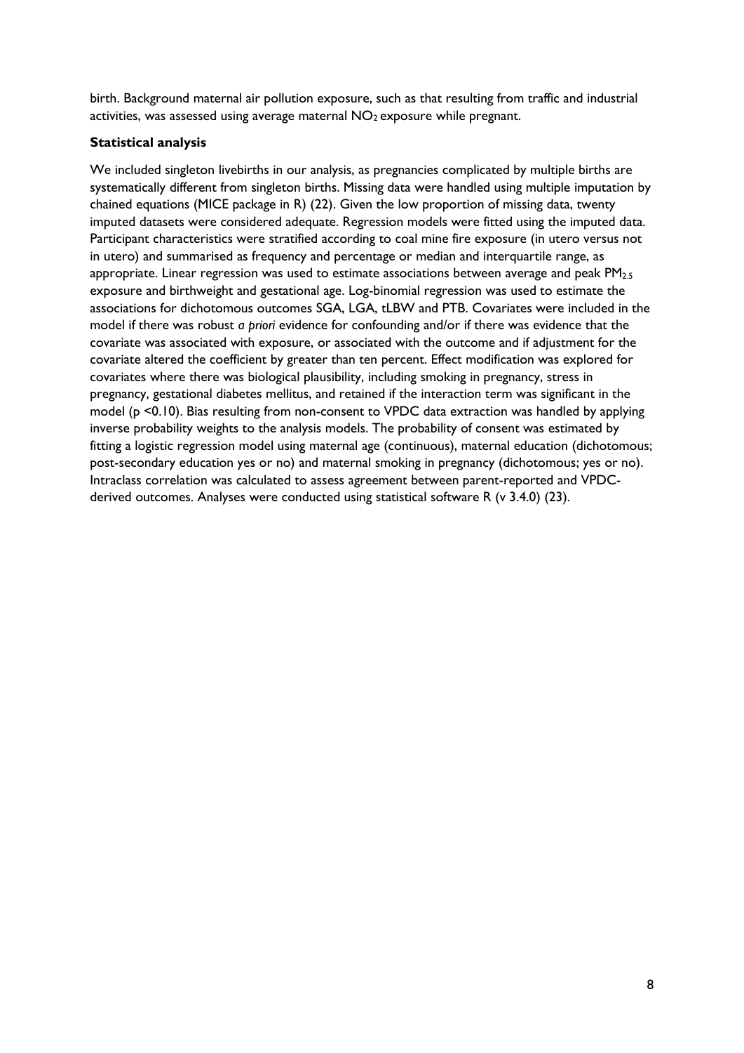birth. Background maternal air pollution exposure, such as that resulting from traffic and industrial activities, was assessed using average maternal $NO_2$ exposure while pregnant.

**Statistical analysis**

We included singleton livebirths in our analysis, as pregnancies complicated by multiple births are systematically different from singleton births. Missing data were handled using multiple imputation by chained equations (MICE package in R) (22). Given the low proportion of missing data, twenty imputed datasets were considered adequate. Regression models were fitted using the imputed data. Participant characteristics were stratified according to coal mine fire exposure (in utero versus not in utero) and summarised as frequency and percentage or median and interquartile range, as appropriate. Linear regression was used to estimate associations between average and peak $PM_{2.5}$ exposure and birthweight and gestational age. Log-binomial regression was used to estimate the associations for dichotomous outcomes SGA, LGA, tLBW and PTB. Covariates were included in the model if there was robust *a priori* evidence for confounding and/or if there was evidence that the covariate was associated with exposure, or associated with the outcome and if adjustment for the covariate altered the coefficient by greater than ten percent. Effect modification was explored for covariates where there was biological plausibility, including smoking in pregnancy, stress in pregnancy, gestational diabetes mellitus, and retained if the interaction term was significant in the model ($p < 0.10$). Bias resulting from non-consent to VPDC data extraction was handled by applying inverse probability weights to the analysis models. The probability of consent was estimated by fitting a logistic regression model using maternal age (continuous), maternal education (dichotomous; post-secondary education yes or no) and maternal smoking in pregnancy (dichotomous; yes or no). Intraclass correlation was calculated to assess agreement between parent-reported and VPDC-derived outcomes. Analyses were conducted using statistical software R (v 3.4.0) (23).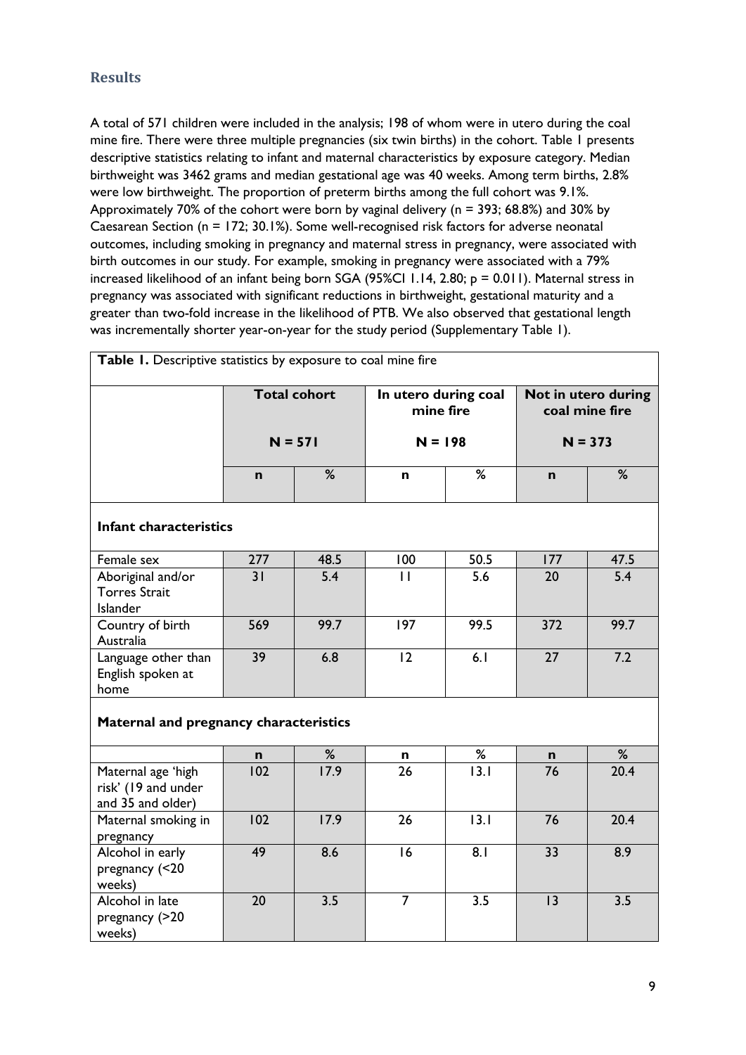## Results

A total of 571 children were included in the analysis; 198 of whom were in utero during the coal mine fire. There were three multiple pregnancies (six twin births) in the cohort. Table 1 presents descriptive statistics relating to infant and maternal characteristics by exposure category. Median birthweight was 3462 grams and median gestational age was 40 weeks. Among term births, 2.8% were low birthweight. The proportion of preterm births among the full cohort was 9.1%. Approximately 70% of the cohort were born by vaginal delivery (n = 393; 68.8%) and 30% by Caesarean Section (n = 172; 30.1%). Some well-recognised risk factors for adverse neonatal outcomes, including smoking in pregnancy and maternal stress in pregnancy, were associated with birth outcomes in our study. For example, smoking in pregnancy were associated with a 79% increased likelihood of an infant being born SGA (95%CI 1.14, 2.80; $p = 0.011$). Maternal stress in pregnancy was associated with significant reductions in birthweight, gestational maturity and a greater than two-fold increase in the likelihood of PTB. We also observed that gestational length was incrementally shorter year-on-year for the study period (Supplementary Table 1).

**Table 1.** Descriptive statistics by exposure to coal mine fire

| | Total cohort N = 571 | | In utero during coal mine fire N = 198 | | Not in utero during coal mine fire N = 373 | |
|---|---|---|---|---|---|---|
| | **n** | **%** | **n** | **%** | **n** | **%** |
| **Infant characteristics** | | | | | | |
| Female sex | 277 | 48.5 | 100 | 50.5 | 177 | 47.5 |
| Aboriginal and/or Torres Strait Islander | 31 | 5.4 | 11 | 5.6 | 20 | 5.4 |
| Country of birth Australia | 569 | 99.7 | 197 | 99.5 | 372 | 99.7 |
| Language other than English spoken at home | 39 | 6.8 | 12 | 6.1 | 27 | 7.2 |
| **Maternal and pregnancy characteristics** | | | | | | |
| | **n** | **%** | **n** | **%** | **n** | **%** |
| Maternal age 'high risk' (19 and under and 35 and older) | 102 | 17.9 | 26 | 13.1 | 76 | 20.4 |
| Maternal smoking in pregnancy | 102 | 17.9 | 26 | 13.1 | 76 | 20.4 |
| Alcohol in early pregnancy (<20 weeks) | 49 | 8.6 | 16 | 8.1 | 33 | 8.9 |
| Alcohol in late pregnancy (>20 weeks) | 20 | 3.5 | 7 | 3.5 | 13 | 3.5 |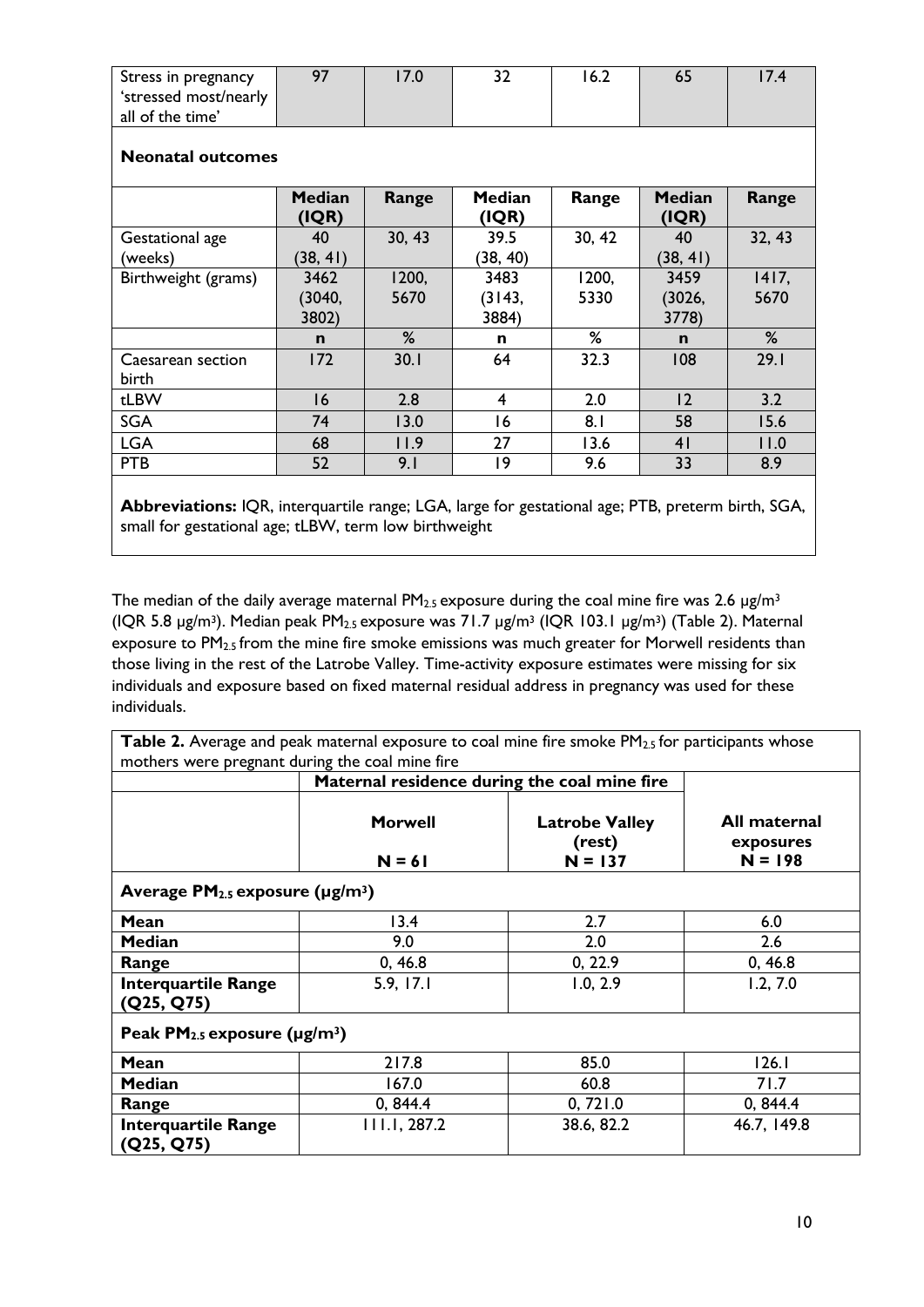| Stress in pregnancy 'stressed most/nearly all of the time' | 97 | 17.0 | 32 | 16.2 | 65 | 17.4 |
|---|---|---|---|---|---|---|
| **Neonatal outcomes** | | | | | | |
| | **Median (IQR)** | **Range** | **Median (IQR)** | **Range** | **Median (IQR)** | **Range** |
| Gestational age (weeks) | 40 (38, 41) | 30, 43 | 39.5 (38, 40) | 30, 42 | 40 (38, 41) | 32, 43 |
| Birthweight (grams) | 3462 (3040, 3802) | 1200, 5670 | 3483 (3143, 3884) | 1200, 5330 | 3459 (3026, 3778) | 1417, 5670 |
| | **n** | **%** | **n** | **%** | **n** | **%** |
| Caesarean section birth | 172 | 30.1 | 64 | 32.3 | 108 | 29.1 |
| tLBW | 16 | 2.8 | 4 | 2.0 | 12 | 3.2 |
| SGA | 74 | 13.0 | 16 | 8.1 | 58 | 15.6 |
| LGA | 68 | 11.9 | 27 | 13.6 | 41 | 11.0 |
| PTB | 52 | 9.1 | 19 | 9.6 | 33 | 8.9 |

**Abbreviations:** IQR, interquartile range; LGA, large for gestational age; PTB, preterm birth, SGA, small for gestational age; tLBW, term low birthweight

The median of the daily average maternal $PM_{2.5}$ exposure during the coal mine fire was 2.6 μg/m³ (IQR 5.8 μg/m³). Median peak $PM_{2.5}$ exposure was 71.7 μg/m³ (IQR 103.1 μg/m³) (Table 2). Maternal exposure to $PM_{2.5}$ from the mine fire smoke emissions was much greater for Morwell residents than those living in the rest of the Latrobe Valley. Time-activity exposure estimates were missing for six individuals and exposure based on fixed maternal residual address in pregnancy was used for these individuals.

**Table 2.** Average and peak maternal exposure to coal mine fire smoke $PM_{2.5}$ for participants whose mothers were pregnant during the coal mine fire

| | **Maternal residence during the coal mine fire** | | |
|---|---|---|---|
| | **Morwell N = 61** | **Latrobe Valley (rest) N = 137** | **All maternal exposures N = 198** |
| **Average $PM_{2.5}$ exposure (μg/m³)** | | | |
| **Mean** | 13.4 | 2.7 | 6.0 |
| **Median** | 9.0 | 2.0 | 2.6 |
| **Range** | 0, 46.8 | 0, 22.9 | 0, 46.8 |
| **Interquartile Range (Q25, Q75)** | 5.9, 17.1 | 1.0, 2.9 | 1.2, 7.0 |
| **Peak $PM_{2.5}$ exposure (μg/m³)** | | | |
| **Mean** | 217.8 | 85.0 | 126.1 |
| **Median** | 167.0 | 60.8 | 71.7 |
| **Range** | 0, 844.4 | 0, 721.0 | 0, 844.4 |
| **Interquartile Range (Q25, Q75)** | 111.1, 287.2 | 38.6, 82.2 | 46.7, 149.8 |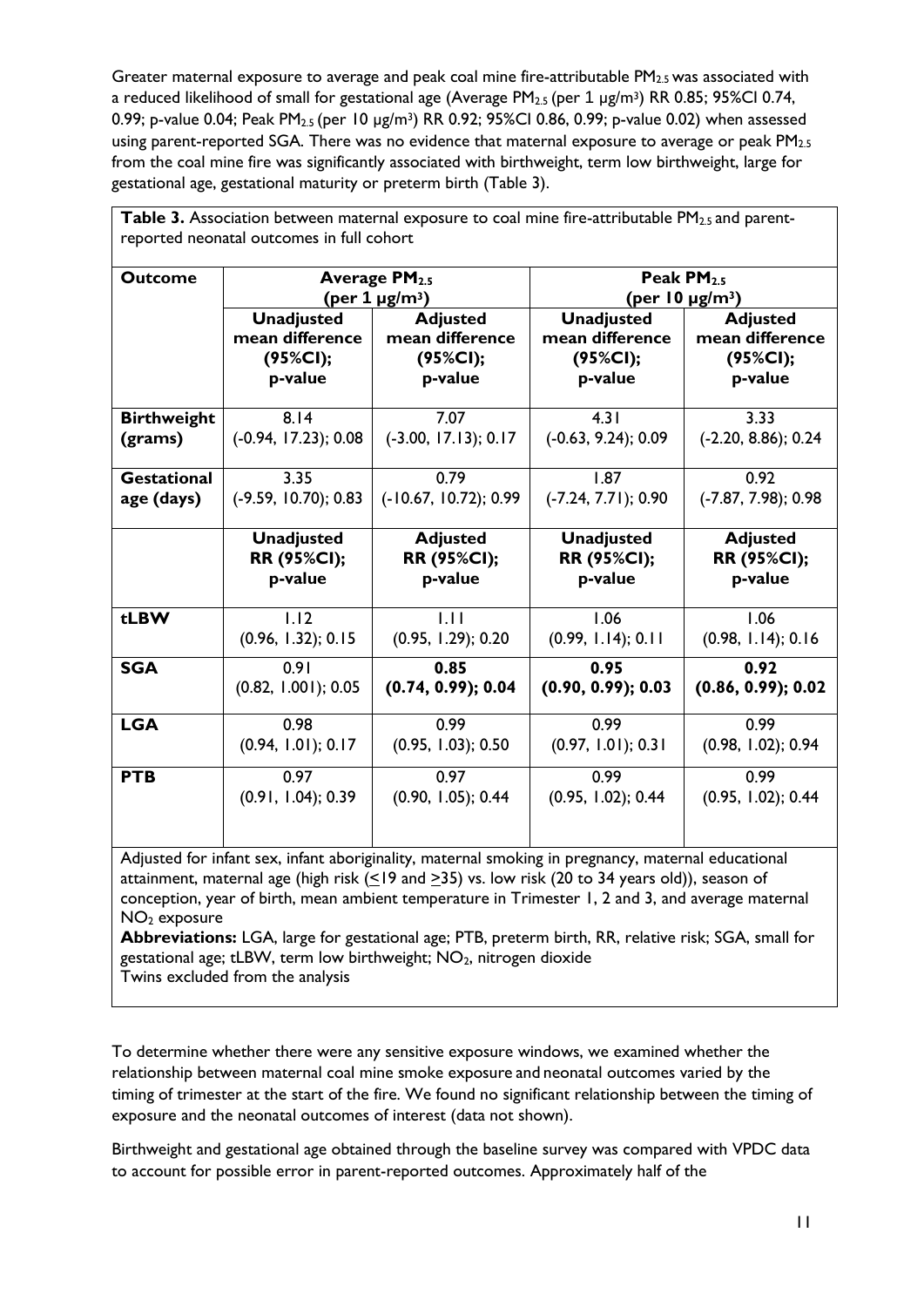Greater maternal exposure to average and peak coal mine fire-attributable $PM_{2.5}$ was associated with a reduced likelihood of small for gestational age (Average $PM_{2.5}$ (per 1 μg/m$^3$) RR 0.85; 95%CI 0.74, 0.99; p-value 0.04; Peak $PM_{2.5}$ (per 10 μg/m$^3$) RR 0.92; 95%CI 0.86, 0.99; p-value 0.02) when assessed using parent-reported SGA. There was no evidence that maternal exposure to average or peak $PM_{2.5}$ from the coal mine fire was significantly associated with birthweight, term low birthweight, large for gestational age, gestational maturity or preterm birth (Table 3).

**Table 3.** Association between maternal exposure to coal mine fire-attributable $PM_{2.5}$ and parent-reported neonatal outcomes in full cohort

| **Outcome** | **Average $PM_{2.5}$ (per 1 μg/m$^3$)** | | **Peak $PM_{2.5}$ (per 10 μg/m$^3$)** | |
|---|---|---|---|---|
| | **Unadjusted mean difference (95%CI); p-value** | **Adjusted mean difference (95%CI); p-value** | **Unadjusted mean difference (95%CI); p-value** | **Adjusted mean difference (95%CI); p-value** |
| **Birthweight (grams)** | 8.14 (-0.94, 17.23); 0.08 | 7.07 (-3.00, 17.13); 0.17 | 4.31 (-0.63, 9.24); 0.09 | 3.33 (-2.20, 8.86); 0.24 |
| **Gestational age (days)** | 3.35 (-9.59, 10.70); 0.83 | 0.79 (-10.67, 10.72); 0.99 | 1.87 (-7.24, 7.71); 0.90 | 0.92 (-7.87, 7.98); 0.98 |
| | **Unadjusted RR (95%CI); p-value** | **Adjusted RR (95%CI); p-value** | **Unadjusted RR (95%CI); p-value** | **Adjusted RR (95%CI); p-value** |
| **tLBW** | 1.12 (0.96, 1.32); 0.15 | 1.11 (0.95, 1.29); 0.20 | 1.06 (0.99, 1.14); 0.11 | 1.06 (0.98, 1.14); 0.16 |
| **SGA** | 0.91 (0.82, 1.001); 0.05 | **0.85 (0.74, 0.99); 0.04** | **0.95 (0.90, 0.99); 0.03** | **0.92 (0.86, 0.99); 0.02** |
| **LGA** | 0.98 (0.94, 1.01); 0.17 | 0.99 (0.95, 1.03); 0.50 | 0.99 (0.97, 1.01); 0.31 | 0.99 (0.98, 1.02); 0.94 |
| **PTB** | 0.97 (0.91, 1.04); 0.39 | 0.97 (0.90, 1.05); 0.44 | 0.99 (0.95, 1.02); 0.44 | 0.99 (0.95, 1.02); 0.44 |

Adjusted for infant sex, infant aboriginality, maternal smoking in pregnancy, maternal educational attainment, maternal age (high risk (≤19 and ≥35) vs. low risk (20 to 34 years old)), season of conception, year of birth, mean ambient temperature in Trimester 1, 2 and 3, and average maternal $NO_2$ exposure

**Abbreviations:** LGA, large for gestational age; PTB, preterm birth, RR, relative risk; SGA, small for gestational age; tLBW, term low birthweight; $NO_2$, nitrogen dioxide

Twins excluded from the analysis

To determine whether there were any sensitive exposure windows, we examined whether the relationship between maternal coal mine smoke exposure and neonatal outcomes varied by the timing of trimester at the start of the fire. We found no significant relationship between the timing of exposure and the neonatal outcomes of interest (data not shown).

Birthweight and gestational age obtained through the baseline survey was compared with VPDC data to account for possible error in parent-reported outcomes. Approximately half of the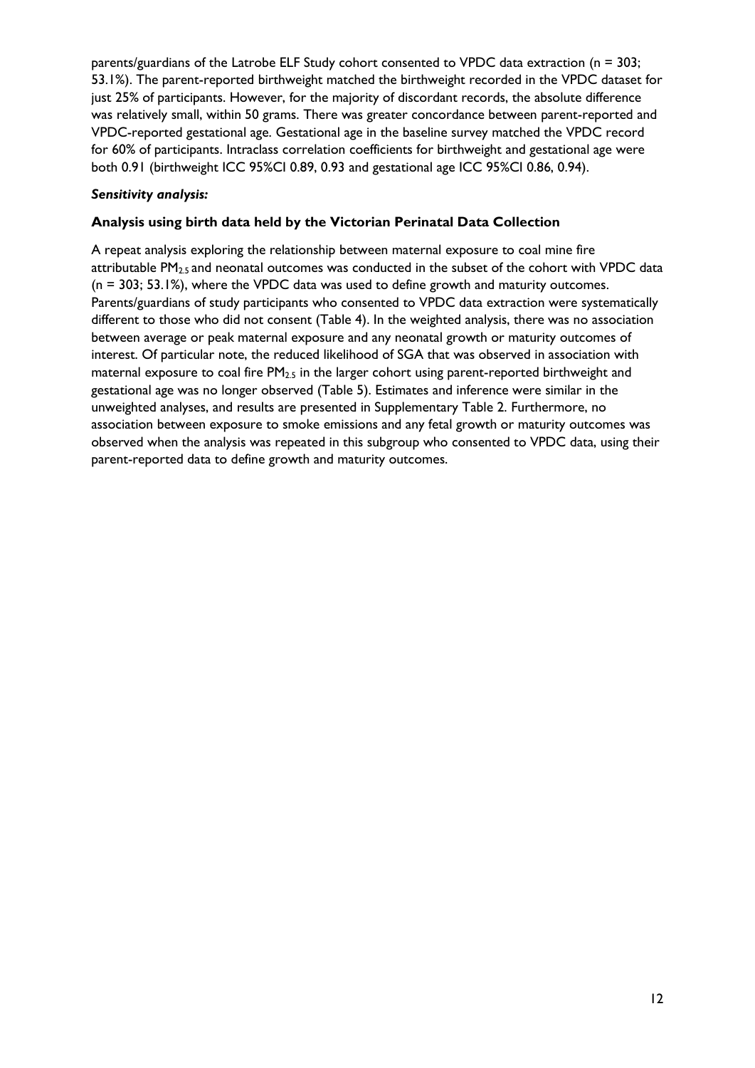parents/guardians of the Latrobe ELF Study cohort consented to VPDC data extraction (n = 303; 53.1%). The parent-reported birthweight matched the birthweight recorded in the VPDC dataset for just 25% of participants. However, for the majority of discordant records, the absolute difference was relatively small, within 50 grams. There was greater concordance between parent-reported and VPDC-reported gestational age. Gestational age in the baseline survey matched the VPDC record for 60% of participants. Intraclass correlation coefficients for birthweight and gestational age were both 0.91 (birthweight ICC 95%CI 0.89, 0.93 and gestational age ICC 95%CI 0.86, 0.94).

***Sensitivity analysis:***

**Analysis using birth data held by the Victorian Perinatal Data Collection**

A repeat analysis exploring the relationship between maternal exposure to coal mine fire attributable $PM_{2.5}$ and neonatal outcomes was conducted in the subset of the cohort with VPDC data (n = 303; 53.1%), where the VPDC data was used to define growth and maturity outcomes. Parents/guardians of study participants who consented to VPDC data extraction were systematically different to those who did not consent (Table 4). In the weighted analysis, there was no association between average or peak maternal exposure and any neonatal growth or maturity outcomes of interest. Of particular note, the reduced likelihood of SGA that was observed in association with maternal exposure to coal fire $PM_{2.5}$ in the larger cohort using parent-reported birthweight and gestational age was no longer observed (Table 5). Estimates and inference were similar in the unweighted analyses, and results are presented in Supplementary Table 2. Furthermore, no association between exposure to smoke emissions and any fetal growth or maturity outcomes was observed when the analysis was repeated in this subgroup who consented to VPDC data, using their parent-reported data to define growth and maturity outcomes.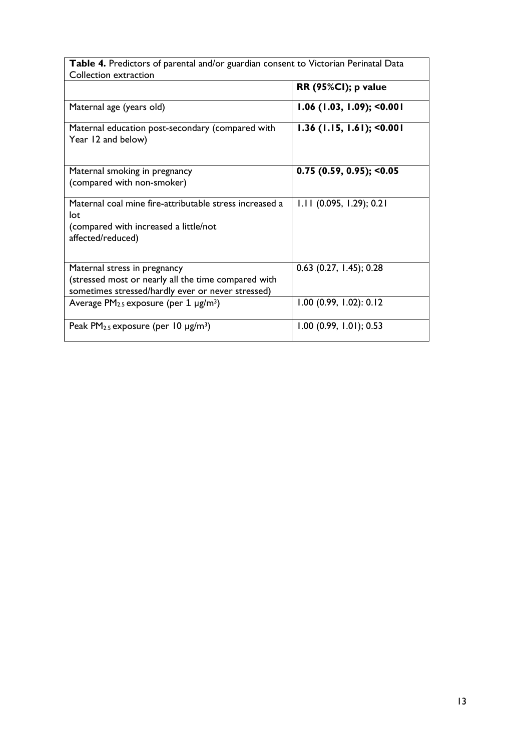| **Table 4.** Predictors of parental and/or guardian consent to Victorian Perinatal Data Collection extraction | |
|---|---|
| | **RR (95%CI); p value** |
| Maternal age (years old) | **1.06 (1.03, 1.09); <0.001** |
| Maternal education post-secondary (compared with Year 12 and below) | **1.36 (1.15, 1.61); <0.001** |
| Maternal smoking in pregnancy (compared with non-smoker) | **0.75 (0.59, 0.95); <0.05** |
| Maternal coal mine fire-attributable stress increased a lot (compared with increased a little/not affected/reduced) | 1.11 (0.095, 1.29); 0.21 |
| Maternal stress in pregnancy (stressed most or nearly all the time compared with sometimes stressed/hardly ever or never stressed) | 0.63 (0.27, 1.45); 0.28 |
| Average $PM_{2.5}$ exposure (per 1 $\mu g/m^3$) | 1.00 (0.99, 1.02): 0.12 |
| Peak $PM_{2.5}$ exposure (per 10 $\mu g/m^3$) | 1.00 (0.99, 1.01); 0.53 |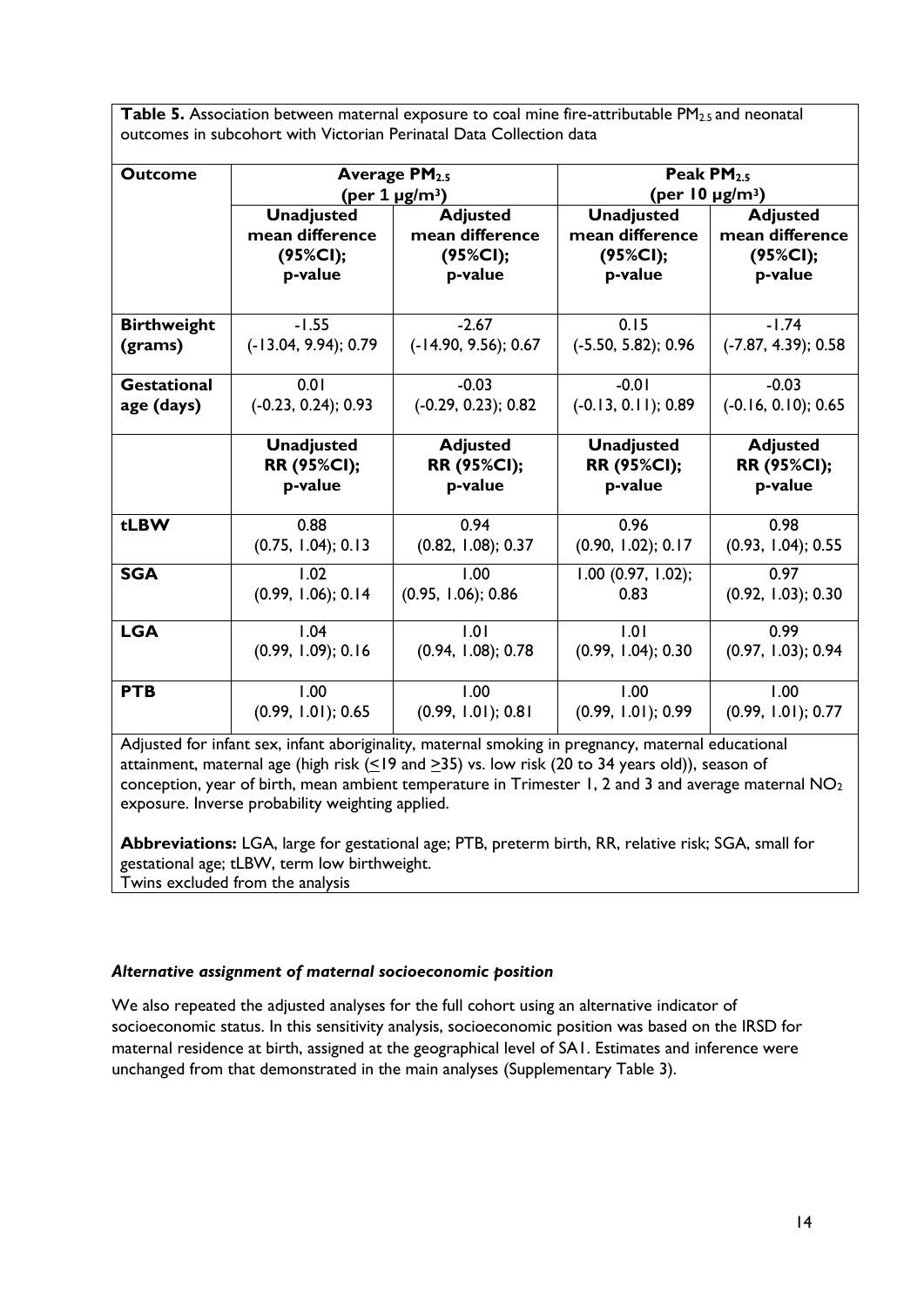**Table 5.** Association between maternal exposure to coal mine fire-attributable $PM_{2.5}$ and neonatal outcomes in subcohort with Victorian Perinatal Data Collection data

| **Outcome** | **Average $PM_{2.5}$ (per 1 μg/m³)** | | **Peak $PM_{2.5}$ (per 10 μg/m³)** | |
|---|---|---|---|---|
| | **Unadjusted mean difference (95%CI); p-value** | **Adjusted mean difference (95%CI); p-value** | **Unadjusted mean difference (95%CI); p-value** | **Adjusted mean difference (95%CI); p-value** |
| **Birthweight (grams)** | -1.55 (-13.04, 9.94); 0.79 | -2.67 (-14.90, 9.56); 0.67 | 0.15 (-5.50, 5.82); 0.96 | -1.74 (-7.87, 4.39); 0.58 |
| **Gestational age (days)** | 0.01 (-0.23, 0.24); 0.93 | -0.03 (-0.29, 0.23); 0.82 | -0.01 (-0.13, 0.11); 0.89 | -0.03 (-0.16, 0.10); 0.65 |
| | **Unadjusted RR (95%CI); p-value** | **Adjusted RR (95%CI); p-value** | **Unadjusted RR (95%CI); p-value** | **Adjusted RR (95%CI); p-value** |
| **tLBW** | 0.88 (0.75, 1.04); 0.13 | 0.94 (0.82, 1.08); 0.37 | 0.96 (0.90, 1.02); 0.17 | 0.98 (0.93, 1.04); 0.55 |
| **SGA** | 1.02 (0.99, 1.06); 0.14 | 1.00 (0.95, 1.06); 0.86 | 1.00 (0.97, 1.02); 0.83 | 0.97 (0.92, 1.03); 0.30 |
| **LGA** | 1.04 (0.99, 1.09); 0.16 | 1.01 (0.94, 1.08); 0.78 | 1.01 (0.99, 1.04); 0.30 | 0.99 (0.97, 1.03); 0.94 |
| **PTB** | 1.00 (0.99, 1.01); 0.65 | 1.00 (0.99, 1.01); 0.81 | 1.00 (0.99, 1.01); 0.99 | 1.00 (0.99, 1.01); 0.77 |

Adjusted for infant sex, infant aboriginality, maternal smoking in pregnancy, maternal educational attainment, maternal age (high risk (≤19 and ≥35) vs. low risk (20 to 34 years old)), season of conception, year of birth, mean ambient temperature in Trimester 1, 2 and 3 and average maternal $NO_2$ exposure. Inverse probability weighting applied.

**Abbreviations:** LGA, large for gestational age; PTB, preterm birth, RR, relative risk; SGA, small for gestational age; tLBW, term low birthweight.
Twins excluded from the analysis

### *Alternative assignment of maternal socioeconomic position*

We also repeated the adjusted analyses for the full cohort using an alternative indicator of socioeconomic status. In this sensitivity analysis, socioeconomic position was based on the IRSD for maternal residence at birth, assigned at the geographical level of SA1. Estimates and inference were unchanged from that demonstrated in the main analyses (Supplementary Table 3).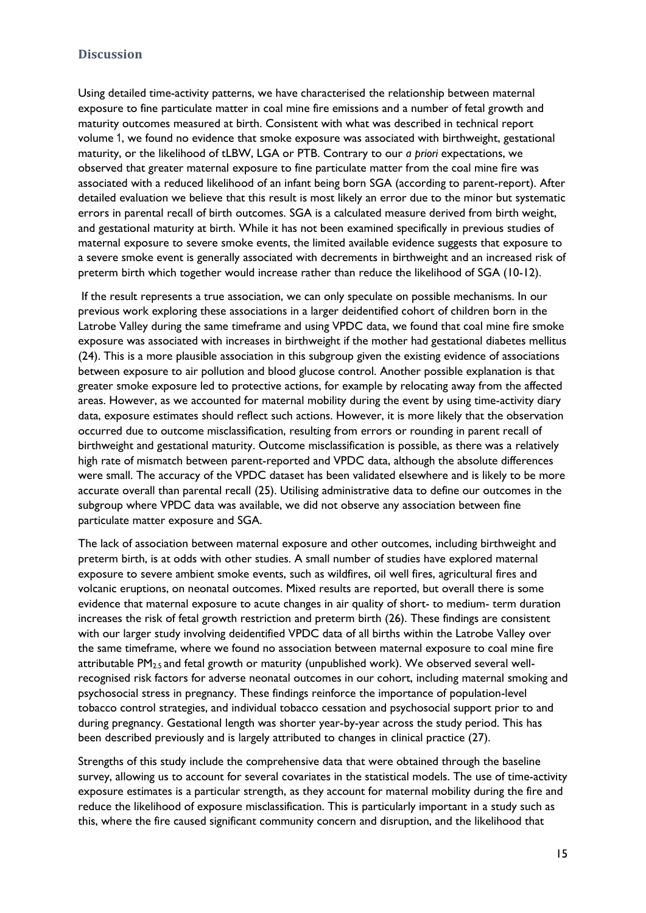## Discussion

Using detailed time-activity patterns, we have characterised the relationship between maternal exposure to fine particulate matter in coal mine fire emissions and a number of fetal growth and maturity outcomes measured at birth. Consistent with what was described in technical report volume 1, we found no evidence that smoke exposure was associated with birthweight, gestational maturity, or the likelihood of tLBW, LGA or PTB. Contrary to our *a priori* expectations, we observed that greater maternal exposure to fine particulate matter from the coal mine fire was associated with a reduced likelihood of an infant being born SGA (according to parent-report). After detailed evaluation we believe that this result is most likely an error due to the minor but systematic errors in parental recall of birth outcomes. SGA is a calculated measure derived from birth weight, and gestational maturity at birth. While it has not been examined specifically in previous studies of maternal exposure to severe smoke events, the limited available evidence suggests that exposure to a severe smoke event is generally associated with decrements in birthweight and an increased risk of preterm birth which together would increase rather than reduce the likelihood of SGA (10-12).

If the result represents a true association, we can only speculate on possible mechanisms. In our previous work exploring these associations in a larger deidentified cohort of children born in the Latrobe Valley during the same timeframe and using VPDC data, we found that coal mine fire smoke exposure was associated with increases in birthweight if the mother had gestational diabetes mellitus (24). This is a more plausible association in this subgroup given the existing evidence of associations between exposure to air pollution and blood glucose control. Another possible explanation is that greater smoke exposure led to protective actions, for example by relocating away from the affected areas. However, as we accounted for maternal mobility during the event by using time-activity diary data, exposure estimates should reflect such actions. However, it is more likely that the observation occurred due to outcome misclassification, resulting from errors or rounding in parent recall of birthweight and gestational maturity. Outcome misclassification is possible, as there was a relatively high rate of mismatch between parent-reported and VPDC data, although the absolute differences were small. The accuracy of the VPDC dataset has been validated elsewhere and is likely to be more accurate overall than parental recall (25). Utilising administrative data to define our outcomes in the subgroup where VPDC data was available, we did not observe any association between fine particulate matter exposure and SGA.

The lack of association between maternal exposure and other outcomes, including birthweight and preterm birth, is at odds with other studies. A small number of studies have explored maternal exposure to severe ambient smoke events, such as wildfires, oil well fires, agricultural fires and volcanic eruptions, on neonatal outcomes. Mixed results are reported, but overall there is some evidence that maternal exposure to acute changes in air quality of short- to medium- term duration increases the risk of fetal growth restriction and preterm birth (26). These findings are consistent with our larger study involving deidentified VPDC data of all births within the Latrobe Valley over the same timeframe, where we found no association between maternal exposure to coal mine fire attributable $PM_{2.5}$ and fetal growth or maturity (unpublished work). We observed several well-recognised risk factors for adverse neonatal outcomes in our cohort, including maternal smoking and psychosocial stress in pregnancy. These findings reinforce the importance of population-level tobacco control strategies, and individual tobacco cessation and psychosocial support prior to and during pregnancy. Gestational length was shorter year-by-year across the study period. This has been described previously and is largely attributed to changes in clinical practice (27).

Strengths of this study include the comprehensive data that were obtained through the baseline survey, allowing us to account for several covariates in the statistical models. The use of time-activity exposure estimates is a particular strength, as they account for maternal mobility during the fire and reduce the likelihood of exposure misclassification. This is particularly important in a study such as this, where the fire caused significant community concern and disruption, and the likelihood that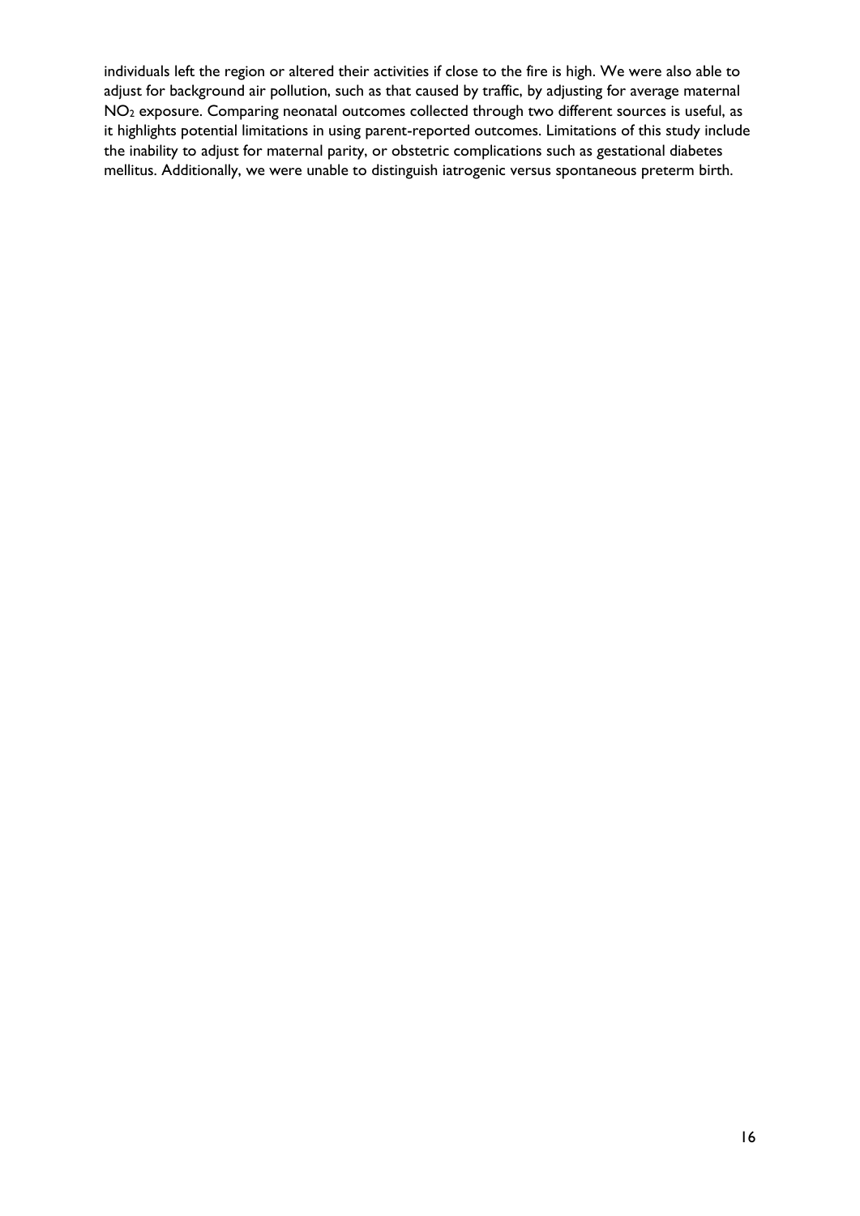individuals left the region or altered their activities if close to the fire is high. We were also able to adjust for background air pollution, such as that caused by traffic, by adjusting for average maternal $NO_2$ exposure. Comparing neonatal outcomes collected through two different sources is useful, as it highlights potential limitations in using parent-reported outcomes. Limitations of this study include the inability to adjust for maternal parity, or obstetric complications such as gestational diabetes mellitus. Additionally, we were unable to distinguish iatrogenic versus spontaneous preterm birth.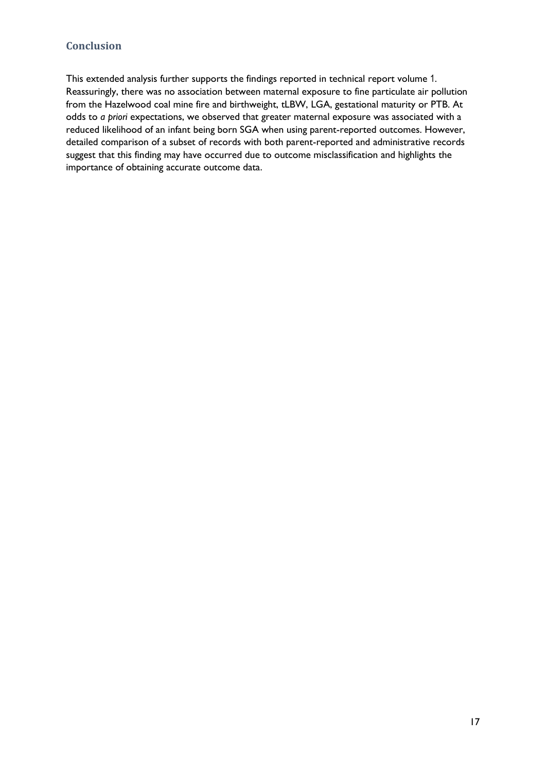## Conclusion

This extended analysis further supports the findings reported in technical report volume 1. Reassuringly, there was no association between maternal exposure to fine particulate air pollution from the Hazelwood coal mine fire and birthweight, tLBW, LGA, gestational maturity or PTB. At odds to *a priori* expectations, we observed that greater maternal exposure was associated with a reduced likelihood of an infant being born SGA when using parent-reported outcomes. However, detailed comparison of a subset of records with both parent-reported and administrative records suggest that this finding may have occurred due to outcome misclassification and highlights the importance of obtaining accurate outcome data.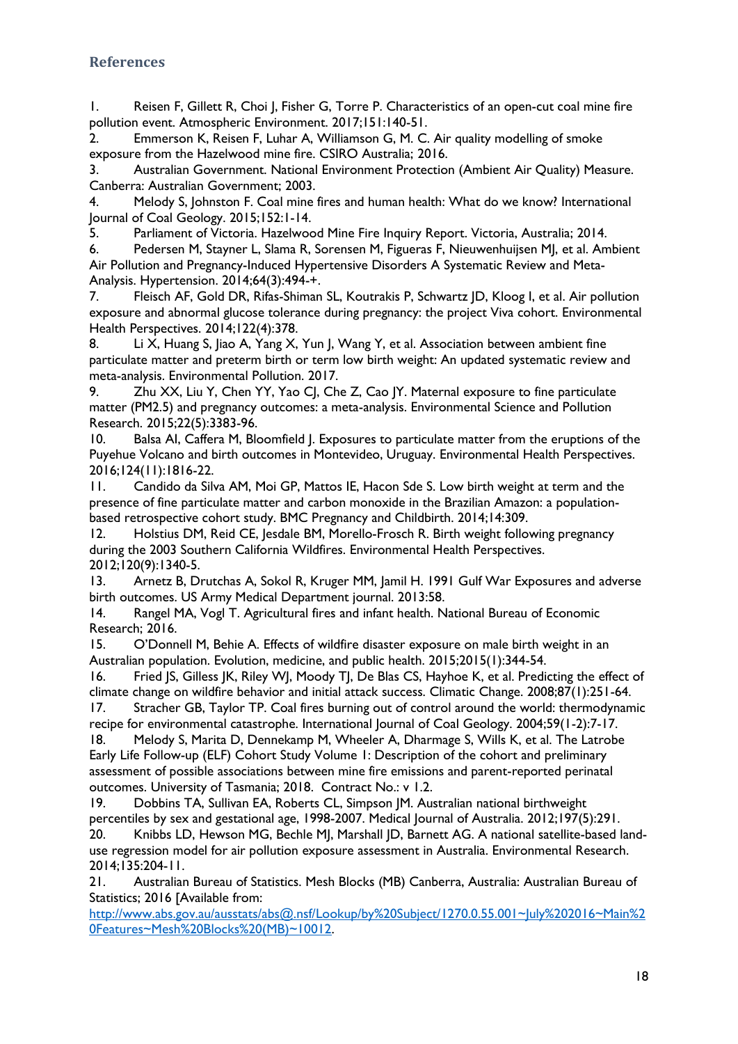## References

1. Reisen F, Gillett R, Choi J, Fisher G, Torre P. Characteristics of an open-cut coal mine fire pollution event. Atmospheric Environment. 2017;151:140-51.
2. Emmerson K, Reisen F, Luhar A, Williamson G, M. C. Air quality modelling of smoke exposure from the Hazelwood mine fire. CSIRO Australia; 2016.
3. Australian Government. National Environment Protection (Ambient Air Quality) Measure. Canberra: Australian Government; 2003.
4. Melody S, Johnston F. Coal mine fires and human health: What do we know? International Journal of Coal Geology. 2015;152:1-14.
5. Parliament of Victoria. Hazelwood Mine Fire Inquiry Report. Victoria, Australia; 2014.
6. Pedersen M, Stayner L, Slama R, Sorensen M, Figueras F, Nieuwenhuijsen MJ, et al. Ambient Air Pollution and Pregnancy-Induced Hypertensive Disorders A Systematic Review and Meta-Analysis. Hypertension. 2014;64(3):494-+.
7. Fleisch AF, Gold DR, Rifas-Shiman SL, Koutrakis P, Schwartz JD, Kloog I, et al. Air pollution exposure and abnormal glucose tolerance during pregnancy: the project Viva cohort. Environmental Health Perspectives. 2014;122(4):378.
8. Li X, Huang S, Jiao A, Yang X, Yun J, Wang Y, et al. Association between ambient fine particulate matter and preterm birth or term low birth weight: An updated systematic review and meta-analysis. Environmental Pollution. 2017.
9. Zhu XX, Liu Y, Chen YY, Yao CJ, Che Z, Cao JY. Maternal exposure to fine particulate matter (PM2.5) and pregnancy outcomes: a meta-analysis. Environmental Science and Pollution Research. 2015;22(5):3383-96.
10. Balsa AI, Caffera M, Bloomfield J. Exposures to particulate matter from the eruptions of the Puyehue Volcano and birth outcomes in Montevideo, Uruguay. Environmental Health Perspectives. 2016;124(11):1816-22.
11. Candido da Silva AM, Moi GP, Mattos IE, Hacon Sde S. Low birth weight at term and the presence of fine particulate matter and carbon monoxide in the Brazilian Amazon: a population-based retrospective cohort study. BMC Pregnancy and Childbirth. 2014;14:309.
12. Holstius DM, Reid CE, Jesdale BM, Morello-Frosch R. Birth weight following pregnancy during the 2003 Southern California Wildfires. Environmental Health Perspectives. 2012;120(9):1340-5.
13. Arnetz B, Drutchas A, Sokol R, Kruger MM, Jamil H. 1991 Gulf War Exposures and adverse birth outcomes. US Army Medical Department journal. 2013:58.
14. Rangel MA, Vogl T. Agricultural fires and infant health. National Bureau of Economic Research; 2016.
15. O'Donnell M, Behie A. Effects of wildfire disaster exposure on male birth weight in an Australian population. Evolution, medicine, and public health. 2015;2015(1):344-54.
16. Fried JS, Gilless JK, Riley WJ, Moody TJ, De Blas CS, Hayhoe K, et al. Predicting the effect of climate change on wildfire behavior and initial attack success. Climatic Change. 2008;87(1):251-64.
17. Stracher GB, Taylor TP. Coal fires burning out of control around the world: thermodynamic recipe for environmental catastrophe. International Journal of Coal Geology. 2004;59(1-2):7-17.
18. Melody S, Marita D, Dennekamp M, Wheeler A, Dharmage S, Wills K, et al. The Latrobe Early Life Follow-up (ELF) Cohort Study Volume 1: Description of the cohort and preliminary assessment of possible associations between mine fire emissions and parent-reported perinatal outcomes. University of Tasmania; 2018. Contract No.: v 1.2.
19. Dobbins TA, Sullivan EA, Roberts CL, Simpson JM. Australian national birthweight percentiles by sex and gestational age, 1998-2007. Medical Journal of Australia. 2012;197(5):291.
20. Knibbs LD, Hewson MG, Bechle MJ, Marshall JD, Barnett AG. A national satellite-based land-use regression model for air pollution exposure assessment in Australia. Environmental Research. 2014;135:204-11.
21. Australian Bureau of Statistics. Mesh Blocks (MB) Canberra, Australia: Australian Bureau of Statistics; 2016 [Available from: http://www.abs.gov.au/ausstats/abs@.nsf/Lookup/by%20Subject/1270.0.55.001~July%202016~Main%20Features~Mesh%20Blocks%20(MB)~10012.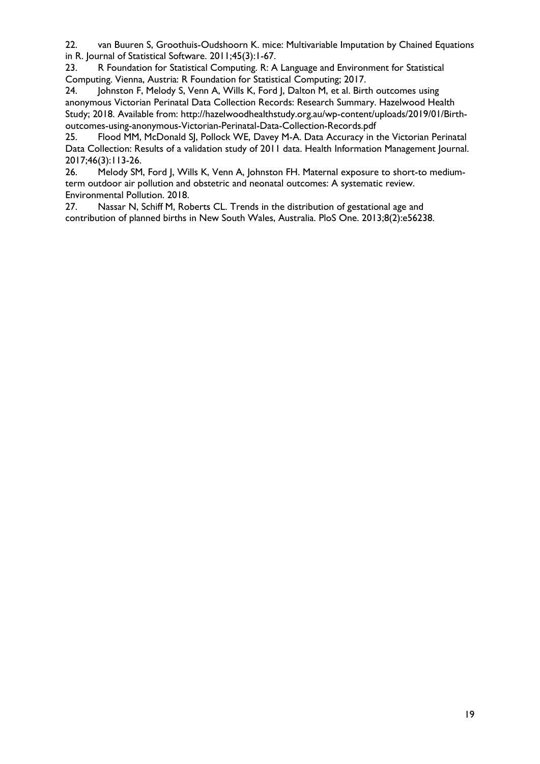22. van Buuren S, Groothuis-Oudshoorn K. mice: Multivariable Imputation by Chained Equations in R. Journal of Statistical Software. 2011;45(3):1-67.

23. R Foundation for Statistical Computing. R: A Language and Environment for Statistical Computing. Vienna, Austria: R Foundation for Statistical Computing; 2017.

24. Johnston F, Melody S, Venn A, Wills K, Ford J, Dalton M, et al. Birth outcomes using anonymous Victorian Perinatal Data Collection Records: Research Summary. Hazelwood Health Study; 2018. Available from: http://hazelwoodhealthstudy.org.au/wp-content/uploads/2019/01/Birth-outcomes-using-anonymous-Victorian-Perinatal-Data-Collection-Records.pdf

25. Flood MM, McDonald SJ, Pollock WE, Davey M-A. Data Accuracy in the Victorian Perinatal Data Collection: Results of a validation study of 2011 data. Health Information Management Journal. 2017;46(3):113-26.

26. Melody SM, Ford J, Wills K, Venn A, Johnston FH. Maternal exposure to short-to medium-term outdoor air pollution and obstetric and neonatal outcomes: A systematic review. Environmental Pollution. 2018.

27. Nassar N, Schiff M, Roberts CL. Trends in the distribution of gestational age and contribution of planned births in New South Wales, Australia. PloS One. 2013;8(2):e56238.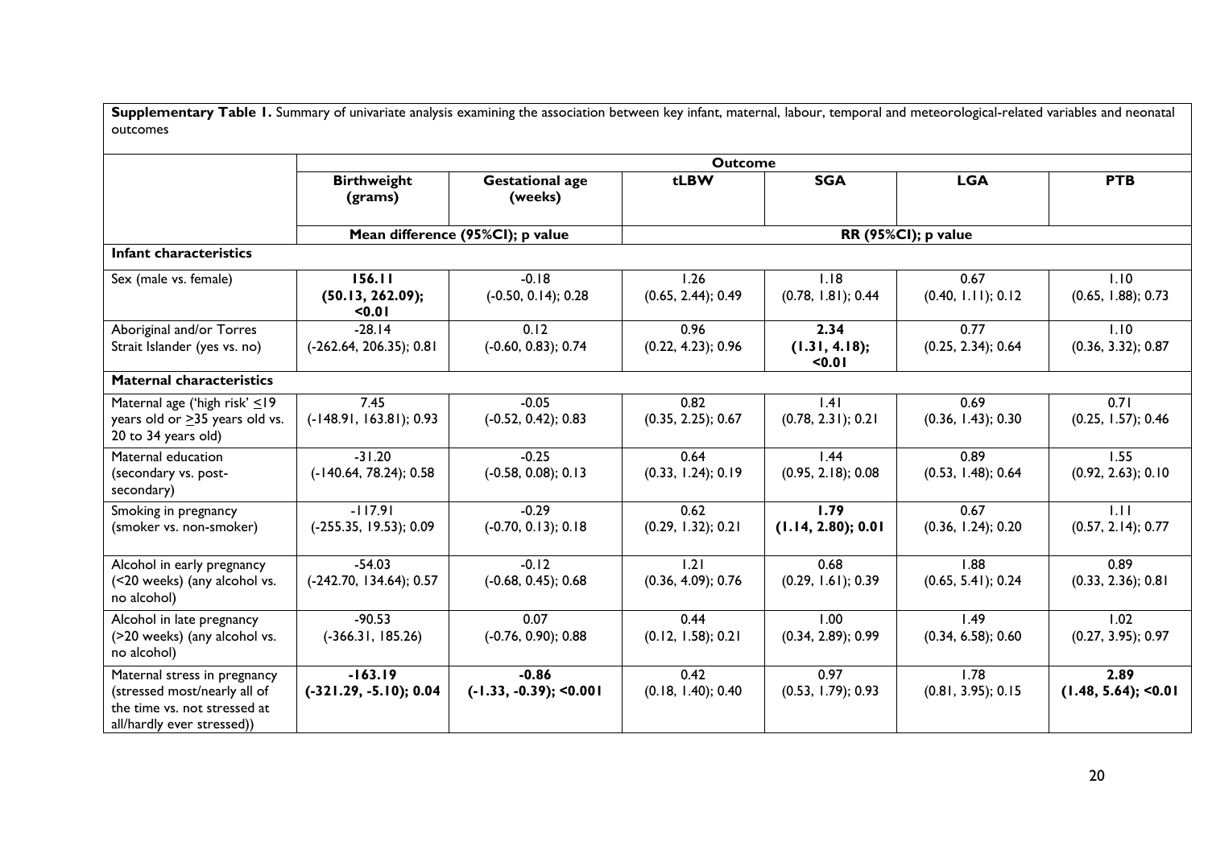**Supplementary Table 1.** Summary of univariate analysis examining the association between key infant, maternal, labour, temporal and meteorological-related variables and neonatal outcomes

| | Outcome | | | | | |
|---|---|---|---|---|---|---|
| | **Birthweight (grams)** | **Gestational age (weeks)** | **tLBW** | **SGA** | **LGA** | **PTB** |
| | **Mean difference (95%CI); p value** | | **RR (95%CI); p value** | | | |
| **Infant characteristics** | | | | | | |
| Sex (male vs. female) | **156.11 (50.13, 262.09); <0.01** | -0.18 (-0.50, 0.14); 0.28 | 1.26 (0.65, 2.44); 0.49 | 1.18 (0.78, 1.81); 0.44 | 0.67 (0.40, 1.11); 0.12 | 1.10 (0.65, 1.88); 0.73 |
| Aboriginal and/or Torres Strait Islander (yes vs. no) | -28.14 (-262.64, 206.35); 0.81 | 0.12 (-0.60, 0.83); 0.74 | 0.96 (0.22, 4.23); 0.96 | **2.34 (1.31, 4.18); <0.01** | 0.77 (0.25, 2.34); 0.64 | 1.10 (0.36, 3.32); 0.87 |
| **Maternal characteristics** | | | | | | |
| Maternal age ('high risk' ≤19 years old or ≥35 years old vs. 20 to 34 years old) | 7.45 (-148.91, 163.81); 0.93 | -0.05 (-0.52, 0.42); 0.83 | 0.82 (0.35, 2.25); 0.67 | 1.41 (0.78, 2.31); 0.21 | 0.69 (0.36, 1.43); 0.30 | 0.71 (0.25, 1.57); 0.46 |
| Maternal education (secondary vs. post-secondary) | -31.20 (-140.64, 78.24); 0.58 | -0.25 (-0.58, 0.08); 0.13 | 0.64 (0.33, 1.24); 0.19 | 1.44 (0.95, 2.18); 0.08 | 0.89 (0.53, 1.48); 0.64 | 1.55 (0.92, 2.63); 0.10 |
| Smoking in pregnancy (smoker vs. non-smoker) | -117.91 (-255.35, 19.53); 0.09 | -0.29 (-0.70, 0.13); 0.18 | 0.62 (0.29, 1.32); 0.21 | **1.79 (1.14, 2.80); 0.01** | 0.67 (0.36, 1.24); 0.20 | 1.11 (0.57, 2.14); 0.77 |
| Alcohol in early pregnancy (<20 weeks) (any alcohol vs. no alcohol) | -54.03 (-242.70, 134.64); 0.57 | -0.12 (-0.68, 0.45); 0.68 | 1.21 (0.36, 4.09); 0.76 | 0.68 (0.29, 1.61); 0.39 | 1.88 (0.65, 5.41); 0.24 | 0.89 (0.33, 2.36); 0.81 |
| Alcohol in late pregnancy (>20 weeks) (any alcohol vs. no alcohol) | -90.53 (-366.31, 185.26) | 0.07 (-0.76, 0.90); 0.88 | 0.44 (0.12, 1.58); 0.21 | 1.00 (0.34, 2.89); 0.99 | 1.49 (0.34, 6.58); 0.60 | 1.02 (0.27, 3.95); 0.97 |
| Maternal stress in pregnancy (stressed most/nearly all of the time vs. not stressed at all/hardly ever stressed)) | **-163.19 (-321.29, -5.10); 0.04** | **-0.86 (-1.33, -0.39); <0.001** | 0.42 (0.18, 1.40); 0.40 | 0.97 (0.53, 1.79); 0.93 | 1.78 (0.81, 3.95); 0.15 | **2.89 (1.48, 5.64); <0.01** |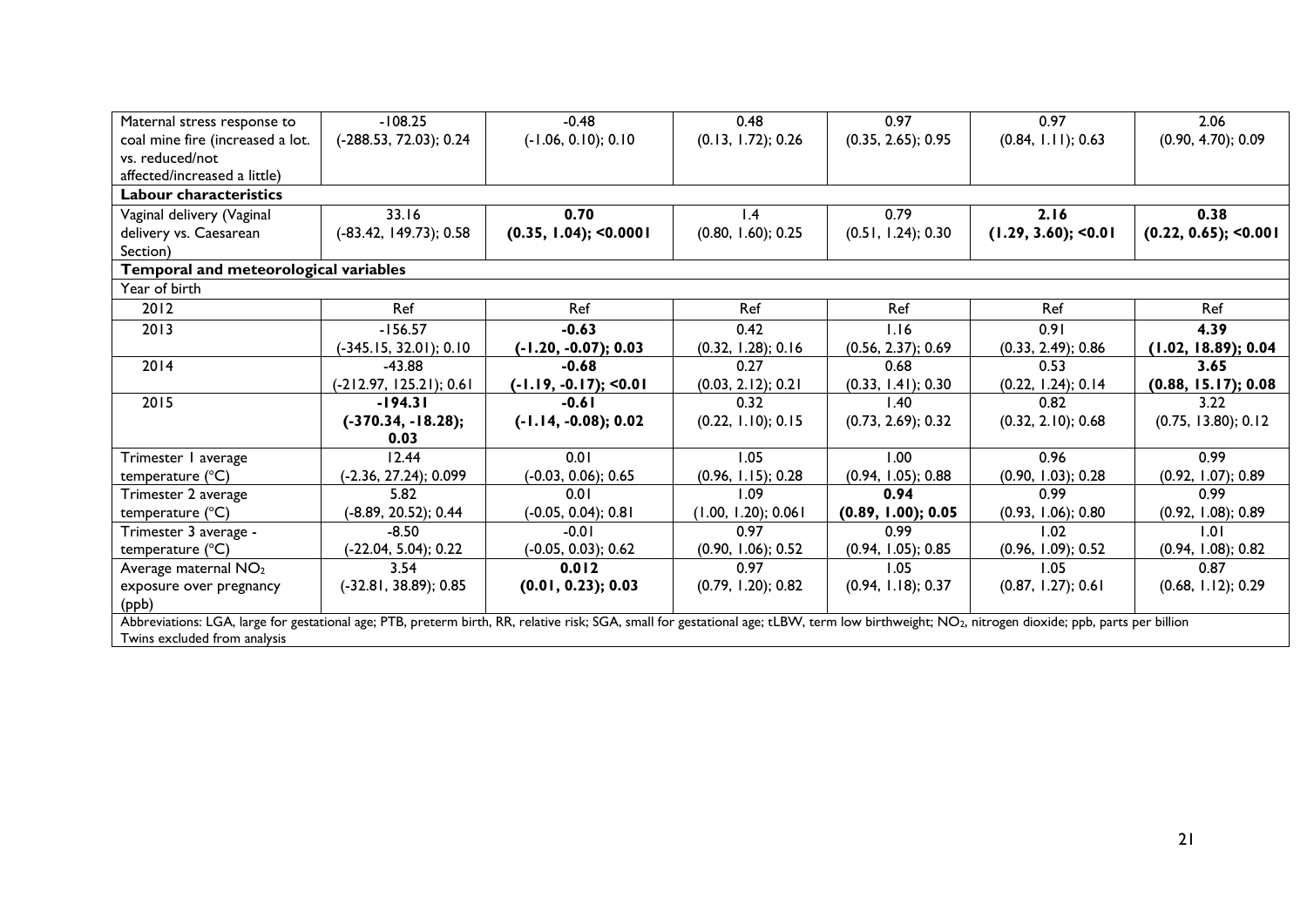| | | | | | | |
|---|---|---|---|---|---|---|
| Maternal stress response to coal mine fire (increased a lot. vs. reduced/not affected/increased a little) | -108.25 (-288.53, 72.03); 0.24 | -0.48 (-1.06, 0.10); 0.10 | 0.48 (0.13, 1.72); 0.26 | 0.97 (0.35, 2.65); 0.95 | 0.97 (0.84, 1.11); 0.63 | 2.06 (0.90, 4.70); 0.09 |
| **Labour characteristics** | | | | | | |
| Vaginal delivery (Vaginal delivery vs. Caesarean Section) | 33.16 (-83.42, 149.73); 0.58 | **0.70 (0.35, 1.04); <0.0001** | 1.4 (0.80, 1.60); 0.25 | 0.79 (0.51, 1.24); 0.30 | **2.16 (1.29, 3.60); <0.01** | **0.38 (0.22, 0.65); <0.001** |
| **Temporal and meteorological variables** | | | | | | |
| Year of birth | | | | | | |
| 2012 | Ref | Ref | Ref | Ref | Ref | Ref |
| 2013 | -156.57 (-345.15, 32.01); 0.10 | **-0.63 (-1.20, -0.07); 0.03** | 0.42 (0.32, 1.28); 0.16 | 1.16 (0.56, 2.37); 0.69 | 0.91 (0.33, 2.49); 0.86 | **4.39 (1.02, 18.89); 0.04** |
| 2014 | -43.88 (-212.97, 125.21); 0.61 | **-0.68 (-1.19, -0.17); <0.01** | 0.27 (0.03, 2.12); 0.21 | 0.68 (0.33, 1.41); 0.30 | 0.53 (0.22, 1.24); 0.14 | **3.65 (0.88, 15.17); 0.08** |
| 2015 | **-194.31 (-370.34, -18.28); 0.03** | **-0.61 (-1.14, -0.08); 0.02** | 0.32 (0.22, 1.10); 0.15 | 1.40 (0.73, 2.69); 0.32 | 0.82 (0.32, 2.10); 0.68 | 3.22 (0.75, 13.80); 0.12 |
| Trimester 1 average temperature (°C) | 12.44 (-2.36, 27.24); 0.099 | 0.01 (-0.03, 0.06); 0.65 | 1.05 (0.96, 1.15); 0.28 | 1.00 (0.94, 1.05); 0.88 | 0.96 (0.90, 1.03); 0.28 | 0.99 (0.92, 1.07); 0.89 |
| Trimester 2 average temperature (°C) | 5.82 (-8.89, 20.52); 0.44 | 0.01 (-0.05, 0.04); 0.81 | 1.09 (1.00, 1.20); 0.061 | **0.94 (0.89, 1.00); 0.05** | 0.99 (0.93, 1.06); 0.80 | 0.99 (0.92, 1.08); 0.89 |
| Trimester 3 average - temperature (°C) | -8.50 (-22.04, 5.04); 0.22 | -0.01 (-0.05, 0.03); 0.62 | 0.97 (0.90, 1.06); 0.52 | 0.99 (0.94, 1.05); 0.85 | 1.02 (0.96, 1.09); 0.52 | 1.01 (0.94, 1.08); 0.82 |
| Average maternal $NO_2$ exposure over pregnancy (ppb) | 3.54 (-32.81, 38.89); 0.85 | **0.012 (0.01, 0.23); 0.03** | 0.97 (0.79, 1.20); 0.82 | 1.05 (0.94, 1.18); 0.37 | 1.05 (0.87, 1.27); 0.61 | 0.87 (0.68, 1.12); 0.29 |

Abbreviations: LGA, large for gestational age; PTB, preterm birth, RR, relative risk; SGA, small for gestational age; tLBW, term low birthweight; $NO_2$, nitrogen dioxide; ppb, parts per billion
Twins excluded from analysis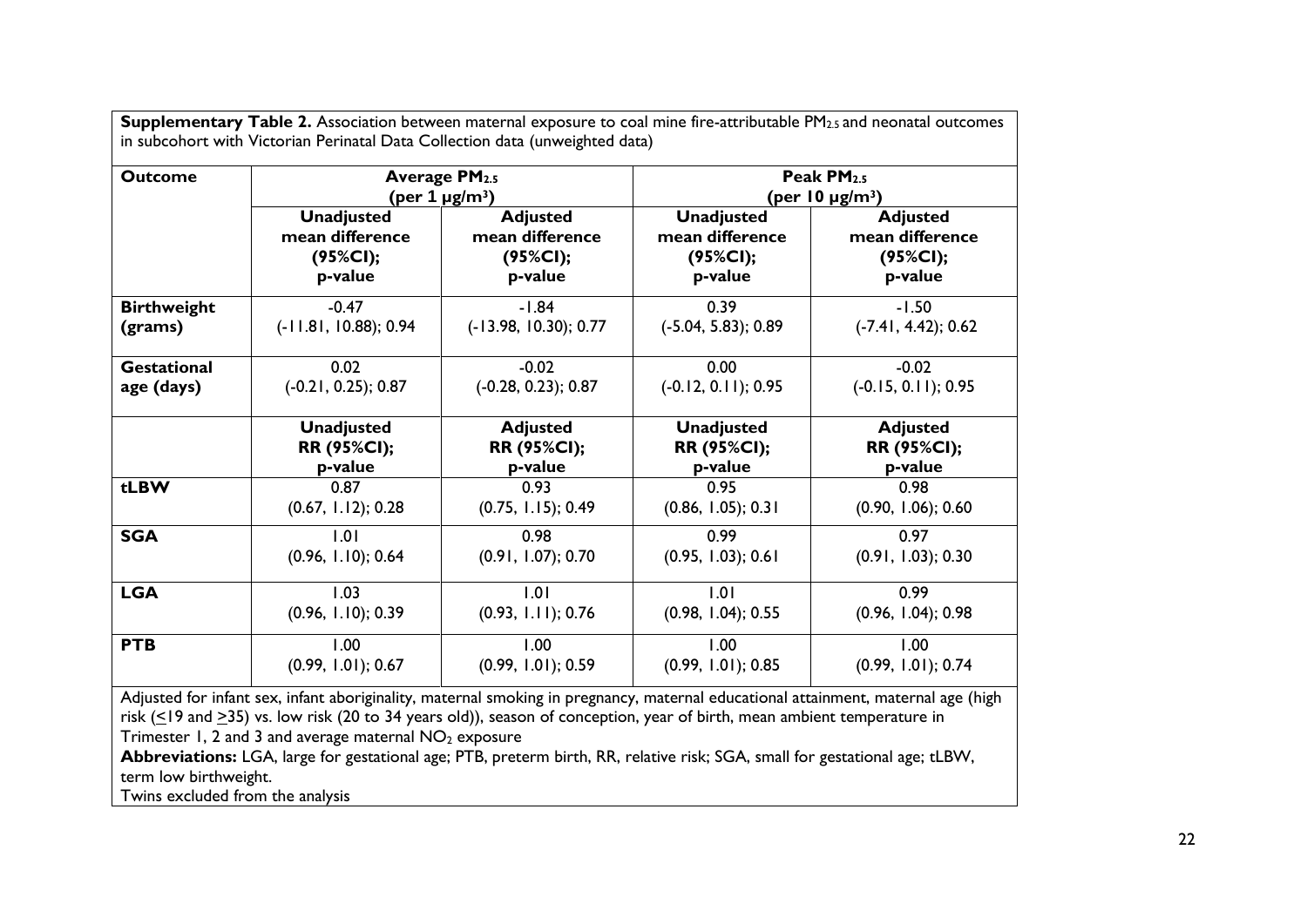**Supplementary Table 2.** Association between maternal exposure to coal mine fire-attributable $PM_{2.5}$ and neonatal outcomes in subcohort with Victorian Perinatal Data Collection data (unweighted data)

| Outcome | Average $PM_{2.5}$ (per 1 μg/m$^3$) | | Peak $PM_{2.5}$ (per 10 μg/m$^3$) | |
|---|---|---|---|---|
| | **Unadjusted mean difference (95%CI); p-value** | **Adjusted mean difference (95%CI); p-value** | **Unadjusted mean difference (95%CI); p-value** | **Adjusted mean difference (95%CI); p-value** |
| **Birthweight (grams)** | -0.47 (-11.81, 10.88); 0.94 | -1.84 (-13.98, 10.30); 0.77 | 0.39 (-5.04, 5.83); 0.89 | -1.50 (-7.41, 4.42); 0.62 |
| **Gestational age (days)** | 0.02 (-0.21, 0.25); 0.87 | -0.02 (-0.28, 0.23); 0.87 | 0.00 (-0.12, 0.11); 0.95 | -0.02 (-0.15, 0.11); 0.95 |
| | **Unadjusted RR (95%CI); p-value** | **Adjusted RR (95%CI); p-value** | **Unadjusted RR (95%CI); p-value** | **Adjusted RR (95%CI); p-value** |
| **tLBW** | 0.87 (0.67, 1.12); 0.28 | 0.93 (0.75, 1.15); 0.49 | 0.95 (0.86, 1.05); 0.31 | 0.98 (0.90, 1.06); 0.60 |
| **SGA** | 1.01 (0.96, 1.10); 0.64 | 0.98 (0.91, 1.07); 0.70 | 0.99 (0.95, 1.03); 0.61 | 0.97 (0.91, 1.03); 0.30 |
| **LGA** | 1.03 (0.96, 1.10); 0.39 | 1.01 (0.93, 1.11); 0.76 | 1.01 (0.98, 1.04); 0.55 | 0.99 (0.96, 1.04); 0.98 |
| **PTB** | 1.00 (0.99, 1.01); 0.67 | 1.00 (0.99, 1.01); 0.59 | 1.00 (0.99, 1.01); 0.85 | 1.00 (0.99, 1.01); 0.74 |

Adjusted for infant sex, infant aboriginality, maternal smoking in pregnancy, maternal educational attainment, maternal age (high risk (≤19 and ≥35) vs. low risk (20 to 34 years old)), season of conception, year of birth, mean ambient temperature in Trimester 1, 2 and 3 and average maternal $NO_2$ exposure

**Abbreviations:** LGA, large for gestational age; PTB, preterm birth, RR, relative risk; SGA, small for gestational age; tLBW, term low birthweight.

Twins excluded from the analysis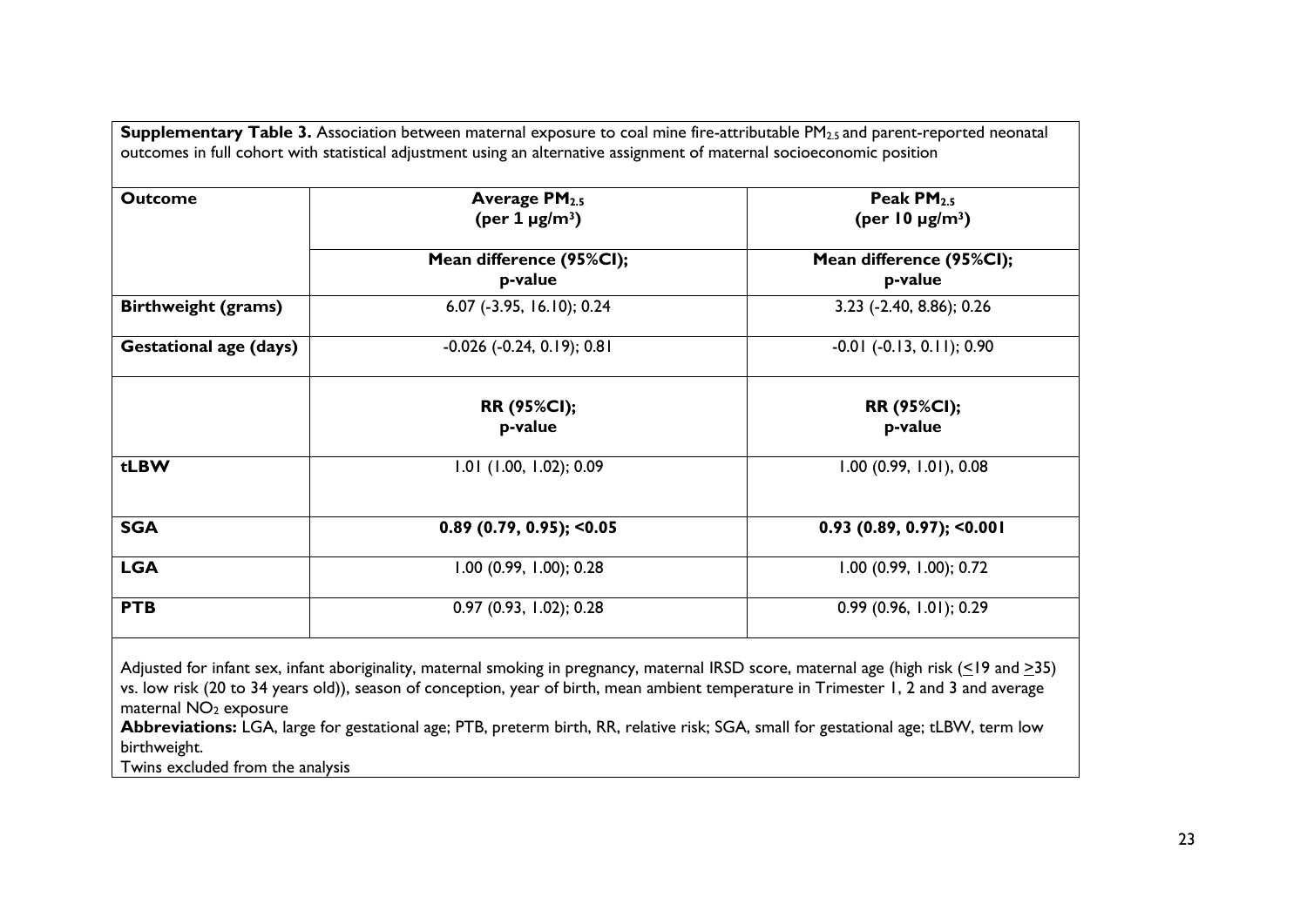**Supplementary Table 3.** Association between maternal exposure to coal mine fire-attributable $PM_{2.5}$ and parent-reported neonatal outcomes in full cohort with statistical adjustment using an alternative assignment of maternal socioeconomic position

| **Outcome** | **Average $PM_{2.5}$ (per 1 μg/m$^3$)** | **Peak $PM_{2.5}$ (per 10 μg/m$^3$)** |
|---|---|---|
| | **Mean difference (95%CI); p-value** | **Mean difference (95%CI); p-value** |
| **Birthweight (grams)** | 6.07 (-3.95, 16.10); 0.24 | 3.23 (-2.40, 8.86); 0.26 |
| **Gestational age (days)** | -0.026 (-0.24, 0.19); 0.81 | -0.01 (-0.13, 0.11); 0.90 |
| | **RR (95%CI); p-value** | **RR (95%CI); p-value** |
| **tLBW** | 1.01 (1.00, 1.02); 0.09 | 1.00 (0.99, 1.01), 0.08 |
| **SGA** | **0.89 (0.79, 0.95); <0.05** | **0.93 (0.89, 0.97); <0.001** |
| **LGA** | 1.00 (0.99, 1.00); 0.28 | 1.00 (0.99, 1.00); 0.72 |
| **PTB** | 0.97 (0.93, 1.02); 0.28 | 0.99 (0.96, 1.01); 0.29 |

Adjusted for infant sex, infant aboriginality, maternal smoking in pregnancy, maternal IRSD score, maternal age (high risk ($\leq$19 and $\geq$35) vs. low risk (20 to 34 years old)), season of conception, year of birth, mean ambient temperature in Trimester 1, 2 and 3 and average maternal $NO_2$ exposure

**Abbreviations:** LGA, large for gestational age; PTB, preterm birth, RR, relative risk; SGA, small for gestational age; tLBW, term low birthweight.

Twins excluded from the analysis